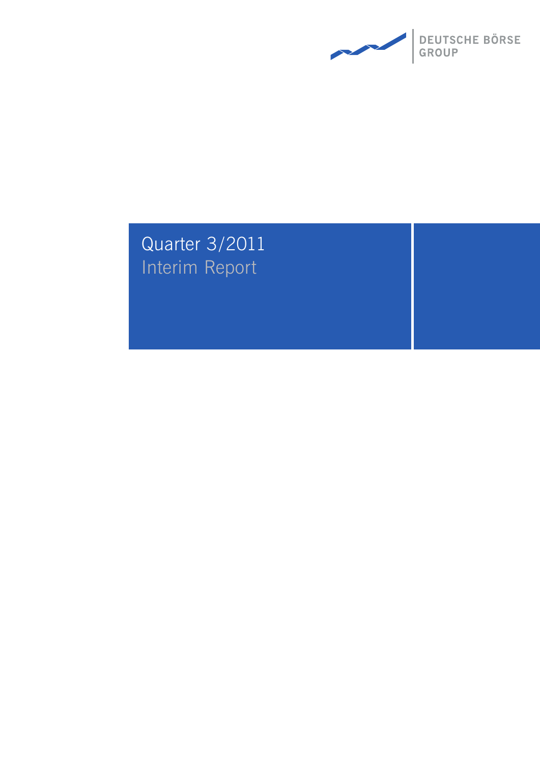DEUTSCHE BÖRSE GROUP

# Quarter 3/2011

## Interim Report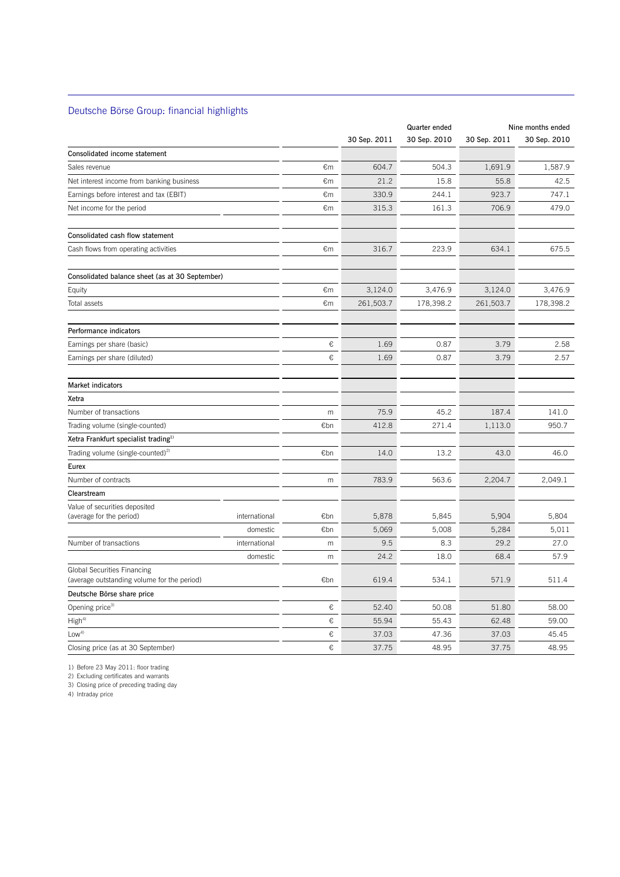## Deutsche Börse Group: financial highlights

| | | | Quarter ended | | Nine months ended | |
|---|---|---|---|---|---|---|
| | | | 30 Sep. 2011 | 30 Sep. 2010 | 30 Sep. 2011 | 30 Sep. 2010 |
| **Consolidated income statement** | | | | | | |
| Sales revenue | | €m | 604.7 | 504.3 | 1,691.9 | 1,587.9 |
| Net interest income from banking business | | €m | 21.2 | 15.8 | 55.8 | 42.5 |
| Earnings before interest and tax (EBIT) | | €m | 330.9 | 244.1 | 923.7 | 747.1 |
| Net income for the period | | €m | 315.3 | 161.3 | 706.9 | 479.0 |
| **Consolidated cash flow statement** | | | | | | |
| Cash flows from operating activities | | €m | 316.7 | 223.9 | 634.1 | 675.5 |
| **Consolidated balance sheet (as at 30 September)** | | | | | | |
| Equity | | €m | 3,124.0 | 3,476.9 | 3,124.0 | 3,476.9 |
| Total assets | | €m | 261,503.7 | 178,398.2 | 261,503.7 | 178,398.2 |
| **Performance indicators** | | | | | | |
| Earnings per share (basic) | | € | 1.69 | 0.87 | 3.79 | 2.58 |
| Earnings per share (diluted) | | € | 1.69 | 0.87 | 3.79 | 2.57 |
| **Market indicators** | | | | | | |
| **Xetra** | | | | | | |
| Number of transactions | | m | 75.9 | 45.2 | 187.4 | 141.0 |
| Trading volume (single-counted) | | €bn | 412.8 | 271.4 | 1,113.0 | 950.7 |
| **Xetra Frankfurt specialist trading**[1] | | | | | | |
| Trading volume (single-counted)[2] | | €bn | 14.0 | 13.2 | 43.0 | 46.0 |
| **Eurex** | | | | | | |
| Number of contracts | | m | 783.9 | 563.6 | 2,204.7 | 2,049.1 |
| **Clearstream** | | | | | | |
| Value of securities deposited (average for the period) | international | €bn | 5,878 | 5,845 | 5,904 | 5,804 |
| | domestic | €bn | 5,069 | 5,008 | 5,284 | 5,011 |
| Number of transactions | international | m | 9.5 | 8.3 | 29.2 | 27.0 |
| | domestic | m | 24.2 | 18.0 | 68.4 | 57.9 |
| Global Securities Financing (average outstanding volume for the period) | | €bn | 619.4 | 534.1 | 571.9 | 511.4 |
| **Deutsche Börse share price** | | | | | | |
| Opening price[3] | | € | 52.40 | 50.08 | 51.80 | 58.00 |
| High[4] | | € | 55.94 | 55.43 | 62.48 | 59.00 |
| Low[4] | | € | 37.03 | 47.36 | 37.03 | 45.45 |
| Closing price (as at 30 September) | | € | 37.75 | 48.95 | 37.75 | 48.95 |

1) Before 23 May 2011: floor trading
2) Excluding certificates and warrants
3) Closing price of preceding trading day
4) Intraday price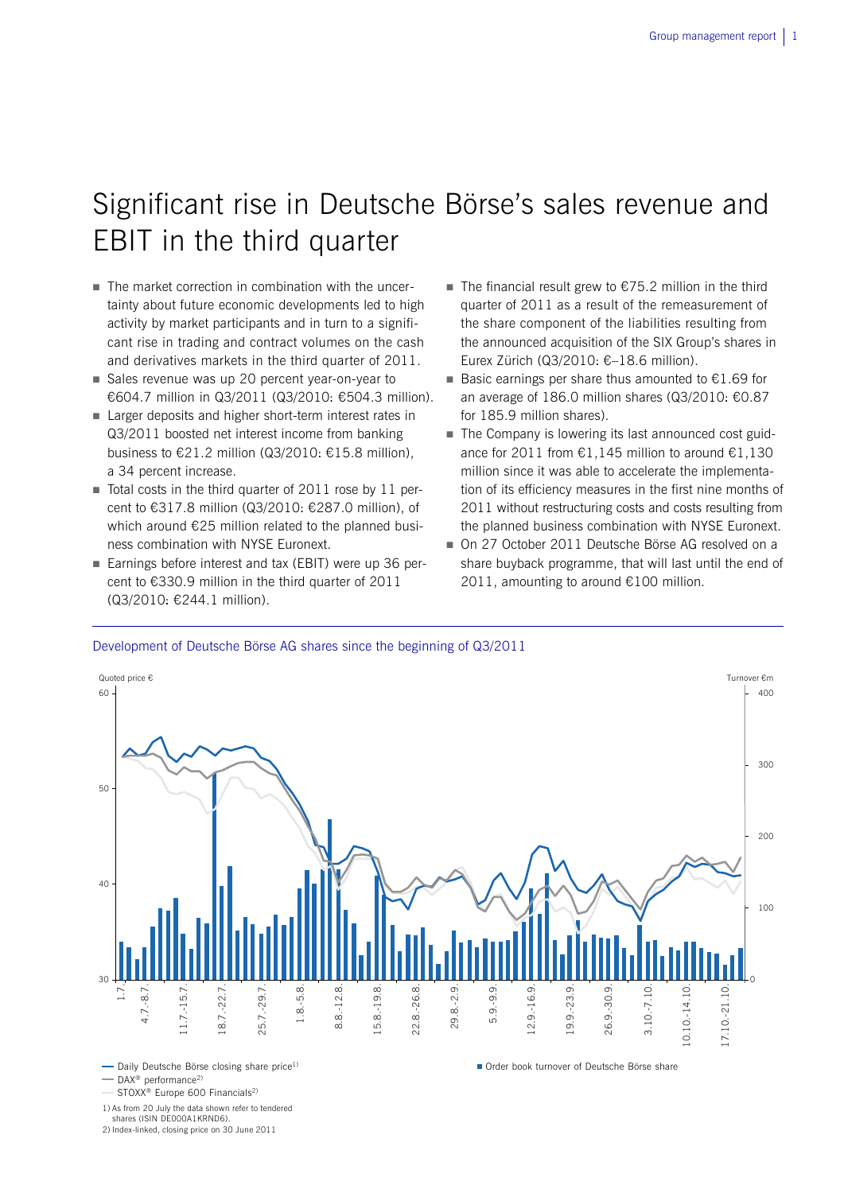# Significant rise in Deutsche Börse's sales revenue and EBIT in the third quarter

- The market correction in combination with the uncertainty about future economic developments led to high activity by market participants and in turn to a significant rise in trading and contract volumes on the cash and derivatives markets in the third quarter of 2011.
- Sales revenue was up 20 percent year-on-year to €604.7 million in Q3/2011 (Q3/2010: €504.3 million).
- Larger deposits and higher short-term interest rates in Q3/2011 boosted net interest income from banking business to €21.2 million (Q3/2010: €15.8 million), a 34 percent increase.
- Total costs in the third quarter of 2011 rose by 11 percent to €317.8 million (Q3/2010: €287.0 million), of which around €25 million related to the planned business combination with NYSE Euronext.
- Earnings before interest and tax (EBIT) were up 36 percent to €330.9 million in the third quarter of 2011 (Q3/2010: €244.1 million).
- The financial result grew to €75.2 million in the third quarter of 2011 as a result of the remeasurement of the share component of the liabilities resulting from the announced acquisition of the SIX Group's shares in Eurex Zürich (Q3/2010: €–18.6 million).
- Basic earnings per share thus amounted to €1.69 for an average of 186.0 million shares (Q3/2010: €0.87 for 185.9 million shares).
- The Company is lowering its last announced cost guidance for 2011 from €1,145 million to around €1,130 million since it was able to accelerate the implementation of its efficiency measures in the first nine months of 2011 without restructuring costs and costs resulting from the planned business combination with NYSE Euronext.
- On 27 October 2011 Deutsche Börse AG resolved on a share buyback programme, that will last until the end of 2011, amounting to around €100 million.

Development of Deutsche Börse AG shares since the beginning of Q3/2011

Quoted price € / Turnover €m

— Daily Deutsche Börse closing share price[1)]
— DAX® performance[2)]
— STOXX® Europe 600 Financials[2)]
■ Order book turnover of Deutsche Börse share

1) As from 20 July the data shown refer to tendered shares (ISIN DE000A1KRND6).
2) Index-linked, closing price on 30 June 2011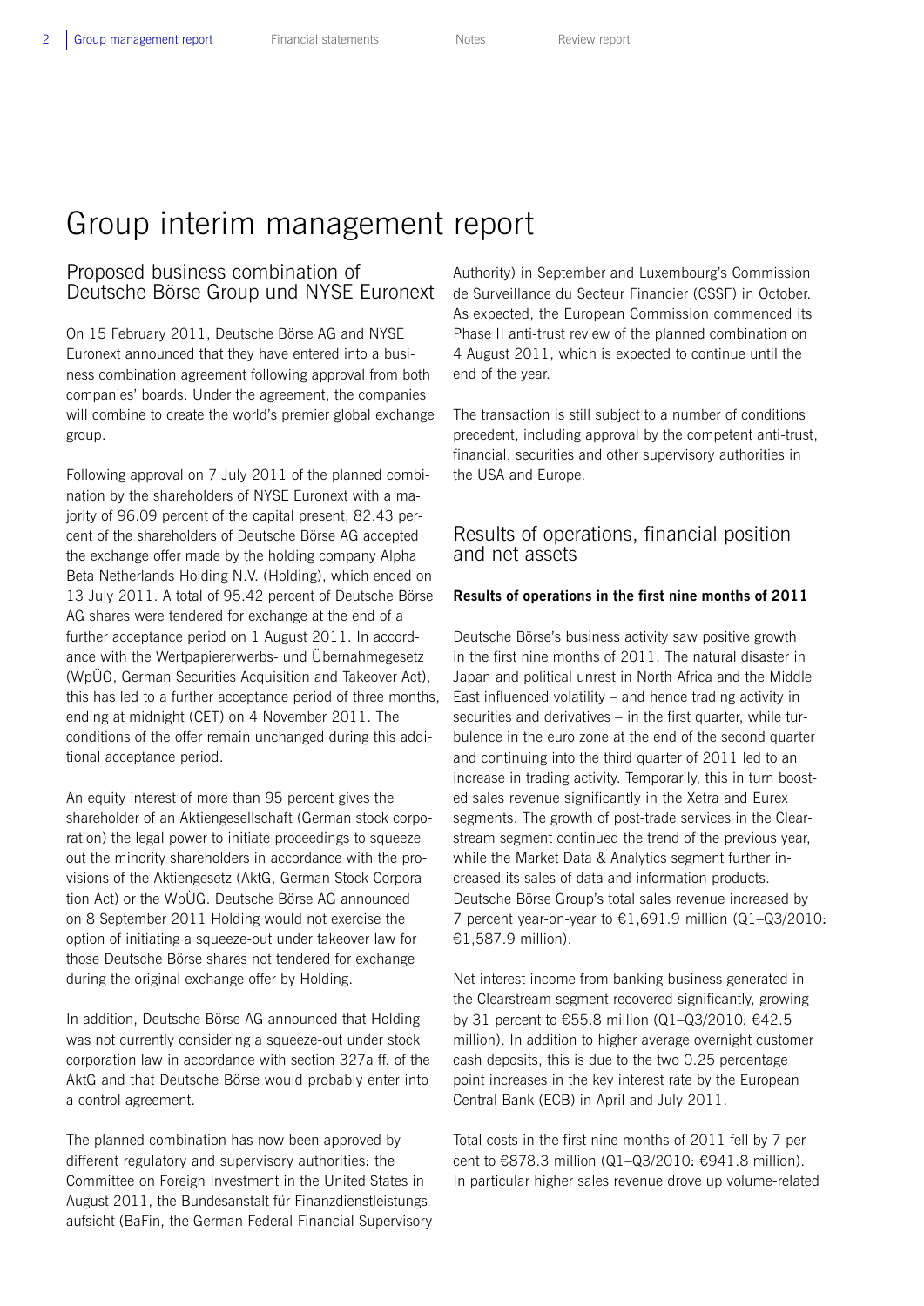# Group interim management report

## Proposed business combination of Deutsche Börse Group und NYSE Euronext

On 15 February 2011, Deutsche Börse AG and NYSE Euronext announced that they have entered into a business combination agreement following approval from both companies' boards. Under the agreement, the companies will combine to create the world's premier global exchange group.

Following approval on 7 July 2011 of the planned combination by the shareholders of NYSE Euronext with a majority of 96.09 percent of the capital present, 82.43 percent of the shareholders of Deutsche Börse AG accepted the exchange offer made by the holding company Alpha Beta Netherlands Holding N.V. (Holding), which ended on 13 July 2011. A total of 95.42 percent of Deutsche Börse AG shares were tendered for exchange at the end of a further acceptance period on 1 August 2011. In accordance with the Wertpapiererwerbs- und Übernahmegesetz (WpÜG, German Securities Acquisition and Takeover Act), this has led to a further acceptance period of three months, ending at midnight (CET) on 4 November 2011. The conditions of the offer remain unchanged during this additional acceptance period.

An equity interest of more than 95 percent gives the shareholder of an Aktiengesellschaft (German stock corporation) the legal power to initiate proceedings to squeeze out the minority shareholders in accordance with the provisions of the Aktiengesetz (AktG, German Stock Corporation Act) or the WpÜG. Deutsche Börse AG announced on 8 September 2011 Holding would not exercise the option of initiating a squeeze-out under takeover law for those Deutsche Börse shares not tendered for exchange during the original exchange offer by Holding.

In addition, Deutsche Börse AG announced that Holding was not currently considering a squeeze-out under stock corporation law in accordance with section 327a ff. of the AktG and that Deutsche Börse would probably enter into a control agreement.

The planned combination has now been approved by different regulatory and supervisory authorities: the Committee on Foreign Investment in the United States in August 2011, the Bundesanstalt für Finanzdienstleistungsaufsicht (BaFin, the German Federal Financial Supervisory Authority) in September and Luxembourg's Commission de Surveillance du Secteur Financier (CSSF) in October. As expected, the European Commission commenced its Phase II anti-trust review of the planned combination on 4 August 2011, which is expected to continue until the end of the year.

The transaction is still subject to a number of conditions precedent, including approval by the competent anti-trust, financial, securities and other supervisory authorities in the USA and Europe.

## Results of operations, financial position and net assets

**Results of operations in the first nine months of 2011**

Deutsche Börse's business activity saw positive growth in the first nine months of 2011. The natural disaster in Japan and political unrest in North Africa and the Middle East influenced volatility – and hence trading activity in securities and derivatives – in the first quarter, while turbulence in the euro zone at the end of the second quarter and continuing into the third quarter of 2011 led to an increase in trading activity. Temporarily, this in turn boosted sales revenue significantly in the Xetra and Eurex segments. The growth of post-trade services in the Clearstream segment continued the trend of the previous year, while the Market Data & Analytics segment further increased its sales of data and information products. Deutsche Börse Group's total sales revenue increased by 7 percent year-on-year to €1,691.9 million (Q1–Q3/2010: €1,587.9 million).

Net interest income from banking business generated in the Clearstream segment recovered significantly, growing by 31 percent to €55.8 million (Q1–Q3/2010: €42.5 million). In addition to higher average overnight customer cash deposits, this is due to the two 0.25 percentage point increases in the key interest rate by the European Central Bank (ECB) in April and July 2011.

Total costs in the first nine months of 2011 fell by 7 percent to €878.3 million (Q1–Q3/2010: €941.8 million). In particular higher sales revenue drove up volume-related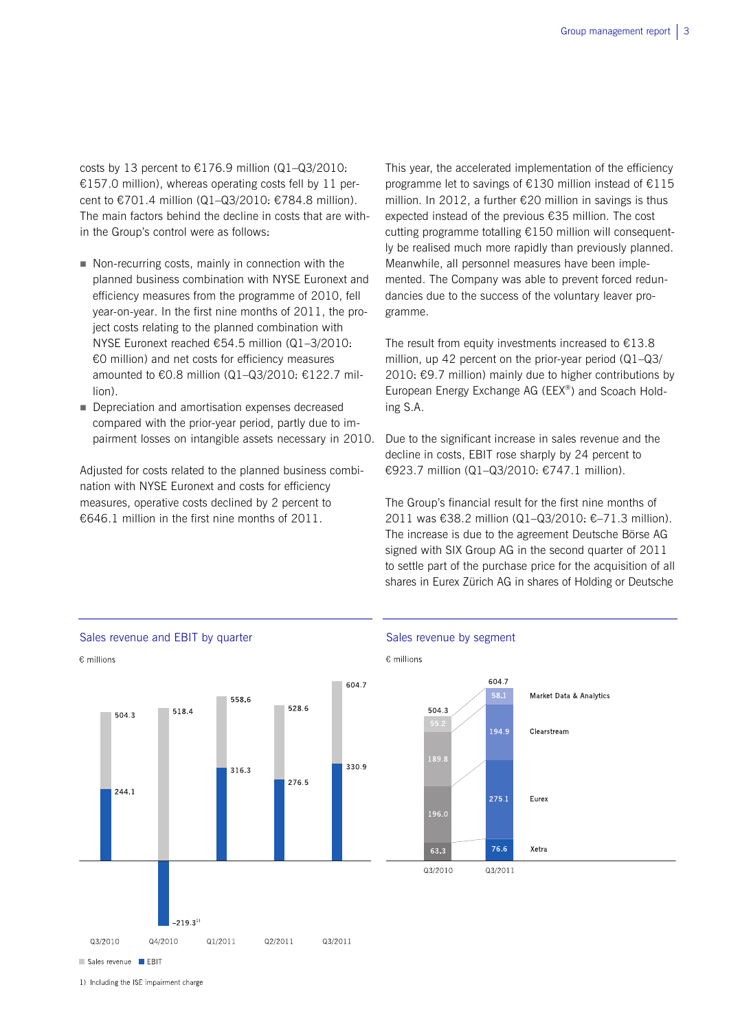costs by 13 percent to €176.9 million (Q1–Q3/2010: €157.0 million), whereas operating costs fell by 11 percent to €701.4 million (Q1–Q3/2010: €784.8 million). The main factors behind the decline in costs that are within the Group's control were as follows:

- Non-recurring costs, mainly in connection with the planned business combination with NYSE Euronext and efficiency measures from the programme of 2010, fell year-on-year. In the first nine months of 2011, the project costs relating to the planned combination with NYSE Euronext reached €54.5 million (Q1–3/2010: €0 million) and net costs for efficiency measures amounted to €0.8 million (Q1–Q3/2010: €122.7 million).
- Depreciation and amortisation expenses decreased compared with the prior-year period, partly due to impairment losses on intangible assets necessary in 2010.

Adjusted for costs related to the planned business combination with NYSE Euronext and costs for efficiency measures, operative costs declined by 2 percent to €646.1 million in the first nine months of 2011.

This year, the accelerated implementation of the efficiency programme let to savings of €130 million instead of €115 million. In 2012, a further €20 million in savings is thus expected instead of the previous €35 million. The cost cutting programme totalling €150 million will consequently be realised much more rapidly than previously planned. Meanwhile, all personnel measures have been implemented. The Company was able to prevent forced redundancies due to the success of the voluntary leaver programme.

The result from equity investments increased to €13.8 million, up 42 percent on the prior-year period (Q1–Q3/2010: €9.7 million) mainly due to higher contributions by European Energy Exchange AG (EEX®) and Scoach Holding S.A.

Due to the significant increase in sales revenue and the decline in costs, EBIT rose sharply by 24 percent to €923.7 million (Q1–Q3/2010: €747.1 million).

The Group's financial result for the first nine months of 2011 was €38.2 million (Q1–Q3/2010: €–71.3 million). The increase is due to the agreement Deutsche Börse AG signed with SIX Group AG in the second quarter of 2011 to settle part of the purchase price for the acquisition of all shares in Eurex Zürich AG in shares of Holding or Deutsche

**Sales revenue and EBIT by quarter**

€ millions

| | Q3/2010 | Q4/2010 | Q1/2011 | Q2/2011 | Q3/2011 |
|---|---|---|---|---|---|
| Sales revenue | 504.3 | 518.4 | 558.6 | 528.6 | 604.7 |
| EBIT | 244.1 | –219.3[1] | 316.3 | 276.5 | 330.9 |

1) Including the ISE impairment charge

**Sales revenue by segment**

€ millions

| | Q3/2010 | Q3/2011 |
|---|---|---|
| Market Data & Analytics | 55.2 | 58.1 |
| Clearstream | 189.8 | 194.9 |
| Eurex | 196.0 | 275.1 |
| Xetra | 63.3 | 76.6 |
| Total | 504.3 | 604.7 |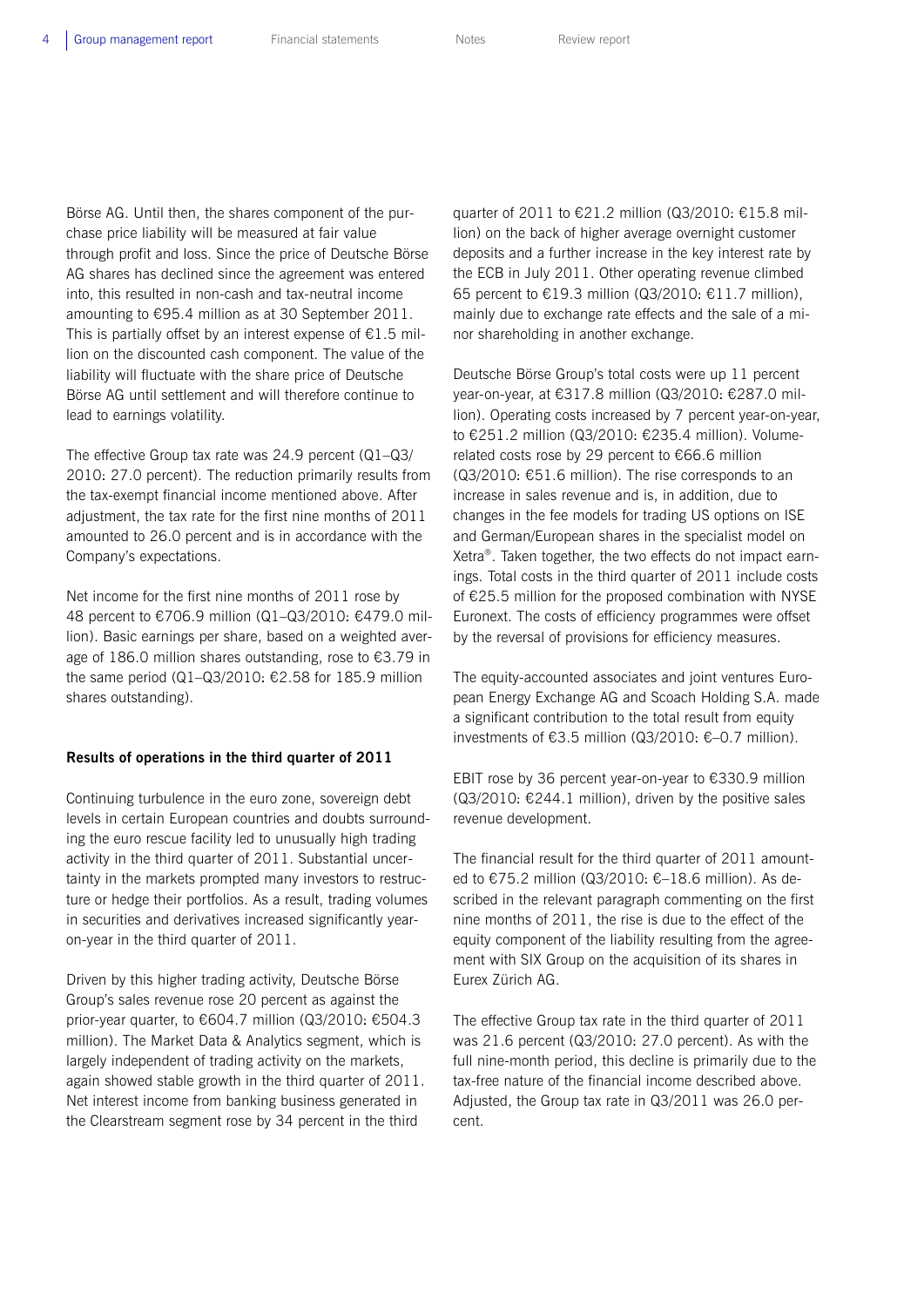Börse AG. Until then, the shares component of the purchase price liability will be measured at fair value through profit and loss. Since the price of Deutsche Börse AG shares has declined since the agreement was entered into, this resulted in non-cash and tax-neutral income amounting to €95.4 million as at 30 September 2011. This is partially offset by an interest expense of €1.5 million on the discounted cash component. The value of the liability will fluctuate with the share price of Deutsche Börse AG until settlement and will therefore continue to lead to earnings volatility.

The effective Group tax rate was 24.9 percent (Q1–Q3/2010: 27.0 percent). The reduction primarily results from the tax-exempt financial income mentioned above. After adjustment, the tax rate for the first nine months of 2011 amounted to 26.0 percent and is in accordance with the Company's expectations.

Net income for the first nine months of 2011 rose by 48 percent to €706.9 million (Q1–Q3/2010: €479.0 million). Basic earnings per share, based on a weighted average of 186.0 million shares outstanding, rose to €3.79 in the same period (Q1–Q3/2010: €2.58 for 185.9 million shares outstanding).

**Results of operations in the third quarter of 2011**

Continuing turbulence in the euro zone, sovereign debt levels in certain European countries and doubts surrounding the euro rescue facility led to unusually high trading activity in the third quarter of 2011. Substantial uncertainty in the markets prompted many investors to restructure or hedge their portfolios. As a result, trading volumes in securities and derivatives increased significantly year-on-year in the third quarter of 2011.

Driven by this higher trading activity, Deutsche Börse Group's sales revenue rose 20 percent as against the prior-year quarter, to €604.7 million (Q3/2010: €504.3 million). The Market Data & Analytics segment, which is largely independent of trading activity on the markets, again showed stable growth in the third quarter of 2011. Net interest income from banking business generated in the Clearstream segment rose by 34 percent in the third quarter of 2011 to €21.2 million (Q3/2010: €15.8 million) on the back of higher average overnight customer deposits and a further increase in the key interest rate by the ECB in July 2011. Other operating revenue climbed 65 percent to €19.3 million (Q3/2010: €11.7 million), mainly due to exchange rate effects and the sale of a minor shareholding in another exchange.

Deutsche Börse Group's total costs were up 11 percent year-on-year, at €317.8 million (Q3/2010: €287.0 million). Operating costs increased by 7 percent year-on-year, to €251.2 million (Q3/2010: €235.4 million). Volume-related costs rose by 29 percent to €66.6 million (Q3/2010: €51.6 million). The rise corresponds to an increase in sales revenue and is, in addition, due to changes in the fee models for trading US options on ISE and German/European shares in the specialist model on Xetra®. Taken together, the two effects do not impact earnings. Total costs in the third quarter of 2011 include costs of €25.5 million for the proposed combination with NYSE Euronext. The costs of efficiency programmes were offset by the reversal of provisions for efficiency measures.

The equity-accounted associates and joint ventures European Energy Exchange AG and Scoach Holding S.A. made a significant contribution to the total result from equity investments of €3.5 million (Q3/2010: €–0.7 million).

EBIT rose by 36 percent year-on-year to €330.9 million (Q3/2010: €244.1 million), driven by the positive sales revenue development.

The financial result for the third quarter of 2011 amounted to €75.2 million (Q3/2010: €–18.6 million). As described in the relevant paragraph commenting on the first nine months of 2011, the rise is due to the effect of the equity component of the liability resulting from the agreement with SIX Group on the acquisition of its shares in Eurex Zürich AG.

The effective Group tax rate in the third quarter of 2011 was 21.6 percent (Q3/2010: 27.0 percent). As with the full nine-month period, this decline is primarily due to the tax-free nature of the financial income described above. Adjusted, the Group tax rate in Q3/2011 was 26.0 percent.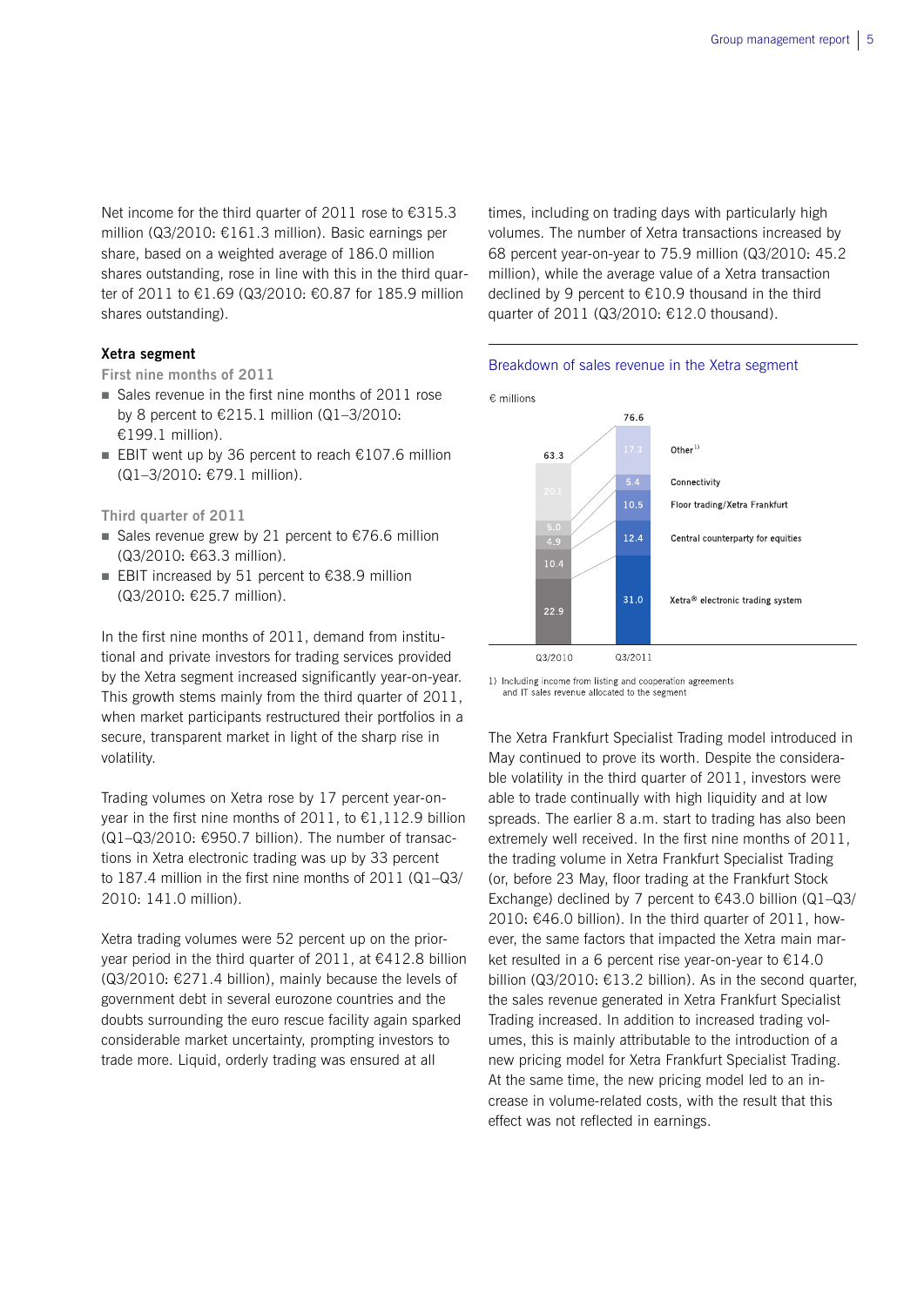Net income for the third quarter of 2011 rose to €315.3 million (Q3/2010: €161.3 million). Basic earnings per share, based on a weighted average of 186.0 million shares outstanding, rose in line with this in the third quarter of 2011 to €1.69 (Q3/2010: €0.87 for 185.9 million shares outstanding).

### Xetra segment

**First nine months of 2011**

- Sales revenue in the first nine months of 2011 rose by 8 percent to €215.1 million (Q1–3/2010: €199.1 million).
- EBIT went up by 36 percent to reach €107.6 million (Q1–3/2010: €79.1 million).

**Third quarter of 2011**

- Sales revenue grew by 21 percent to €76.6 million (Q3/2010: €63.3 million).
- EBIT increased by 51 percent to €38.9 million (Q3/2010: €25.7 million).

In the first nine months of 2011, demand from institutional and private investors for trading services provided by the Xetra segment increased significantly year-on-year. This growth stems mainly from the third quarter of 2011, when market participants restructured their portfolios in a secure, transparent market in light of the sharp rise in volatility.

Trading volumes on Xetra rose by 17 percent year-on-year in the first nine months of 2011, to €1,112.9 billion (Q1–Q3/2010: €950.7 billion). The number of transactions in Xetra electronic trading was up by 33 percent to 187.4 million in the first nine months of 2011 (Q1–Q3/2010: 141.0 million).

Xetra trading volumes were 52 percent up on the prior-year period in the third quarter of 2011, at €412.8 billion (Q3/2010: €271.4 billion), mainly because the levels of government debt in several eurozone countries and the doubts surrounding the euro rescue facility again sparked considerable market uncertainty, prompting investors to trade more. Liquid, orderly trading was ensured at all times, including on trading days with particularly high volumes. The number of Xetra transactions increased by 68 percent year-on-year to 75.9 million (Q3/2010: 45.2 million), while the average value of a Xetra transaction declined by 9 percent to €10.9 thousand in the third quarter of 2011 (Q3/2010: €12.0 thousand).

**Breakdown of sales revenue in the Xetra segment**

€ millions

| | Q3/2010 | Q3/2011 |
|---|---|---|
| Other[1] | 20.1 | 17.3 |
| Connectivity | 5.0 | 5.4 |
| Floor trading/Xetra Frankfurt | 4.9 | 10.5 |
| Central counterparty for equities | 10.4 | 12.4 |
| Xetra® electronic trading system | 22.9 | 31.0 |
| Total | 63.3 | 76.6 |

1) Including income from listing and cooperation agreements and IT sales revenue allocated to the segment

The Xetra Frankfurt Specialist Trading model introduced in May continued to prove its worth. Despite the considerable volatility in the third quarter of 2011, investors were able to trade continually with high liquidity and at low spreads. The earlier 8 a.m. start to trading has also been extremely well received. In the first nine months of 2011, the trading volume in Xetra Frankfurt Specialist Trading (or, before 23 May, floor trading at the Frankfurt Stock Exchange) declined by 7 percent to €43.0 billion (Q1–Q3/2010: €46.0 billion). In the third quarter of 2011, however, the same factors that impacted the Xetra main market resulted in a 6 percent rise year-on-year to €14.0 billion (Q3/2010: €13.2 billion). As in the second quarter, the sales revenue generated in Xetra Frankfurt Specialist Trading increased. In addition to increased trading volumes, this is mainly attributable to the introduction of a new pricing model for Xetra Frankfurt Specialist Trading. At the same time, the new pricing model led to an increase in volume-related costs, with the result that this effect was not reflected in earnings.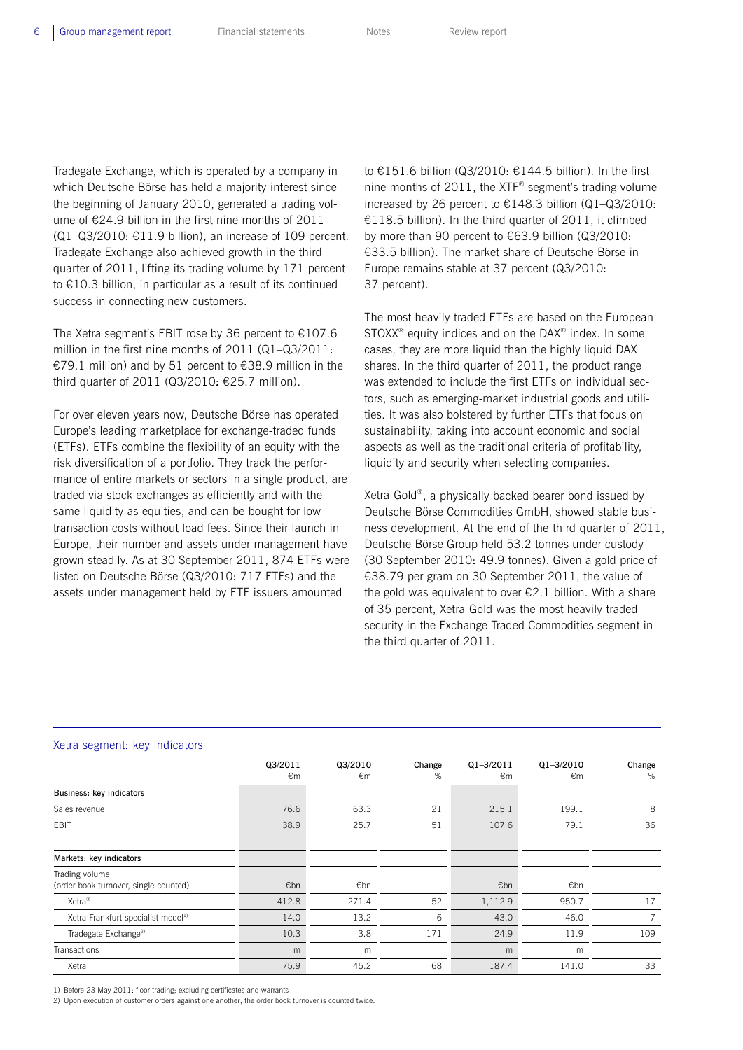Tradegate Exchange, which is operated by a company in which Deutsche Börse has held a majority interest since the beginning of January 2010, generated a trading volume of €24.9 billion in the first nine months of 2011 (Q1–Q3/2010: €11.9 billion), an increase of 109 percent. Tradegate Exchange also achieved growth in the third quarter of 2011, lifting its trading volume by 171 percent to €10.3 billion, in particular as a result of its continued success in connecting new customers.

The Xetra segment's EBIT rose by 36 percent to €107.6 million in the first nine months of 2011 (Q1–Q3/2011: €79.1 million) and by 51 percent to €38.9 million in the third quarter of 2011 (Q3/2010: €25.7 million).

For over eleven years now, Deutsche Börse has operated Europe's leading marketplace for exchange-traded funds (ETFs). ETFs combine the flexibility of an equity with the risk diversification of a portfolio. They track the performance of entire markets or sectors in a single product, are traded via stock exchanges as efficiently and with the same liquidity as equities, and can be bought for low transaction costs without load fees. Since their launch in Europe, their number and assets under management have grown steadily. As at 30 September 2011, 874 ETFs were listed on Deutsche Börse (Q3/2010: 717 ETFs) and the assets under management held by ETF issuers amounted to €151.6 billion (Q3/2010: €144.5 billion). In the first nine months of 2011, the XTF® segment's trading volume increased by 26 percent to €148.3 billion (Q1–Q3/2010: €118.5 billion). In the third quarter of 2011, it climbed by more than 90 percent to €63.9 billion (Q3/2010: €33.5 billion). The market share of Deutsche Börse in Europe remains stable at 37 percent (Q3/2010: 37 percent).

The most heavily traded ETFs are based on the European STOXX® equity indices and on the DAX® index. In some cases, they are more liquid than the highly liquid DAX shares. In the third quarter of 2011, the product range was extended to include the first ETFs on individual sectors, such as emerging-market industrial goods and utilities. It was also bolstered by further ETFs that focus on sustainability, taking into account economic and social aspects as well as the traditional criteria of profitability, liquidity and security when selecting companies.

Xetra-Gold®, a physically backed bearer bond issued by Deutsche Börse Commodities GmbH, showed stable business development. At the end of the third quarter of 2011, Deutsche Börse Group held 53.2 tonnes under custody (30 September 2010: 49.9 tonnes). Given a gold price of €38.79 per gram on 30 September 2011, the value of the gold was equivalent to over €2.1 billion. With a share of 35 percent, Xetra-Gold was the most heavily traded security in the Exchange Traded Commodities segment in the third quarter of 2011.

## Xetra segment: key indicators

| | Q3/2011 €m | Q3/2010 €m | Change % | Q1–3/2011 €m | Q1–3/2010 €m | Change % |
|---|---|---|---|---|---|---|
| **Business: key indicators** | | | | | | |
| Sales revenue | 76.6 | 63.3 | 21 | 215.1 | 199.1 | 8 |
| EBIT | 38.9 | 25.7 | 51 | 107.6 | 79.1 | 36 |
| **Markets: key indicators** | | | | | | |
| Trading volume (order book turnover, single-counted) | €bn | €bn | | €bn | €bn | |
| Xetra® | 412.8 | 271.4 | 52 | 1,112.9 | 950.7 | 17 |
| Xetra Frankfurt specialist model[1] | 14.0 | 13.2 | 6 | 43.0 | 46.0 | –7 |
| Tradegate Exchange[2] | 10.3 | 3.8 | 171 | 24.9 | 11.9 | 109 |
| Transactions | m | m | | m | m | |
| Xetra | 75.9 | 45.2 | 68 | 187.4 | 141.0 | 33 |

1) Before 23 May 2011: floor trading; excluding certificates and warrants

2) Upon execution of customer orders against one another, the order book turnover is counted twice.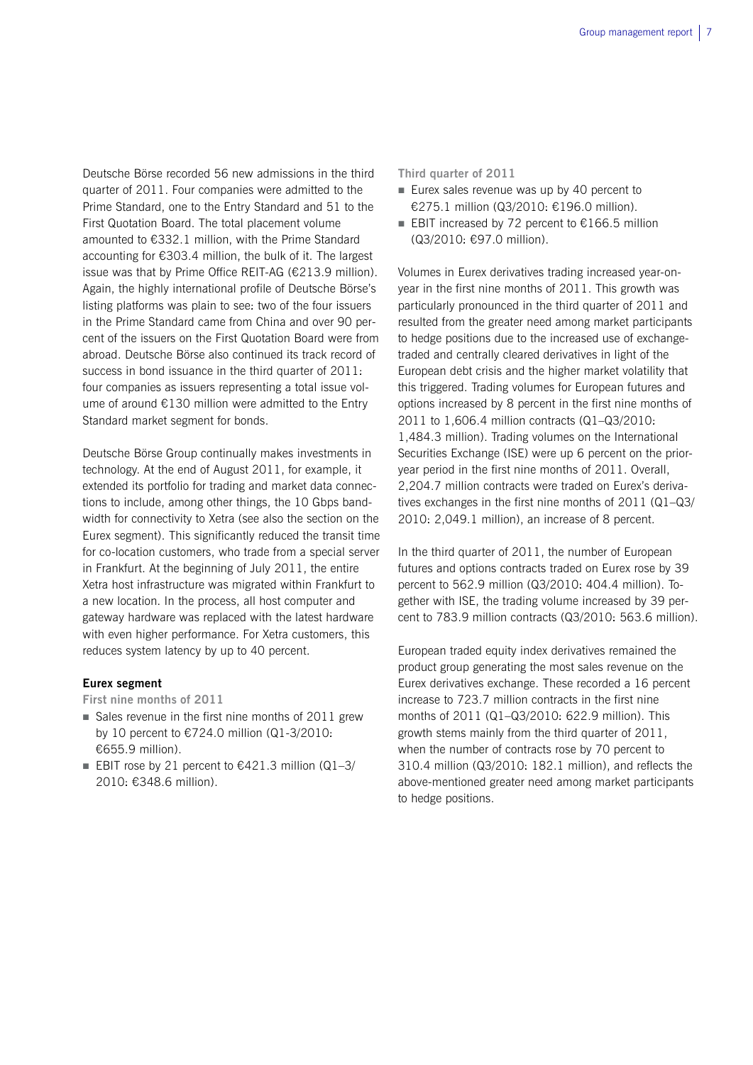Deutsche Börse recorded 56 new admissions in the third quarter of 2011. Four companies were admitted to the Prime Standard, one to the Entry Standard and 51 to the First Quotation Board. The total placement volume amounted to €332.1 million, with the Prime Standard accounting for €303.4 million, the bulk of it. The largest issue was that by Prime Office REIT-AG (€213.9 million). Again, the highly international profile of Deutsche Börse's listing platforms was plain to see: two of the four issuers in the Prime Standard came from China and over 90 percent of the issuers on the First Quotation Board were from abroad. Deutsche Börse also continued its track record of success in bond issuance in the third quarter of 2011: four companies as issuers representing a total issue volume of around €130 million were admitted to the Entry Standard market segment for bonds.

Deutsche Börse Group continually makes investments in technology. At the end of August 2011, for example, it extended its portfolio for trading and market data connections to include, among other things, the 10 Gbps bandwidth for connectivity to Xetra (see also the section on the Eurex segment). This significantly reduced the transit time for co-location customers, who trade from a special server in Frankfurt. At the beginning of July 2011, the entire Xetra host infrastructure was migrated within Frankfurt to a new location. In the process, all host computer and gateway hardware was replaced with the latest hardware with even higher performance. For Xetra customers, this reduces system latency by up to 40 percent.

**Eurex segment**

First nine months of 2011

- Sales revenue in the first nine months of 2011 grew by 10 percent to €724.0 million (Q1-3/2010: €655.9 million).
- EBIT rose by 21 percent to €421.3 million (Q1–3/2010: €348.6 million).

Third quarter of 2011

- Eurex sales revenue was up by 40 percent to €275.1 million (Q3/2010: €196.0 million).
- EBIT increased by 72 percent to €166.5 million (Q3/2010: €97.0 million).

Volumes in Eurex derivatives trading increased year-on-year in the first nine months of 2011. This growth was particularly pronounced in the third quarter of 2011 and resulted from the greater need among market participants to hedge positions due to the increased use of exchange-traded and centrally cleared derivatives in light of the European debt crisis and the higher market volatility that this triggered. Trading volumes for European futures and options increased by 8 percent in the first nine months of 2011 to 1,606.4 million contracts (Q1–Q3/2010: 1,484.3 million). Trading volumes on the International Securities Exchange (ISE) were up 6 percent on the prior-year period in the first nine months of 2011. Overall, 2,204.7 million contracts were traded on Eurex's derivatives exchanges in the first nine months of 2011 (Q1–Q3/2010: 2,049.1 million), an increase of 8 percent.

In the third quarter of 2011, the number of European futures and options contracts traded on Eurex rose by 39 percent to 562.9 million (Q3/2010: 404.4 million). Together with ISE, the trading volume increased by 39 percent to 783.9 million contracts (Q3/2010: 563.6 million).

European traded equity index derivatives remained the product group generating the most sales revenue on the Eurex derivatives exchange. These recorded a 16 percent increase to 723.7 million contracts in the first nine months of 2011 (Q1–Q3/2010: 622.9 million). This growth stems mainly from the third quarter of 2011, when the number of contracts rose by 70 percent to 310.4 million (Q3/2010: 182.1 million), and reflects the above-mentioned greater need among market participants to hedge positions.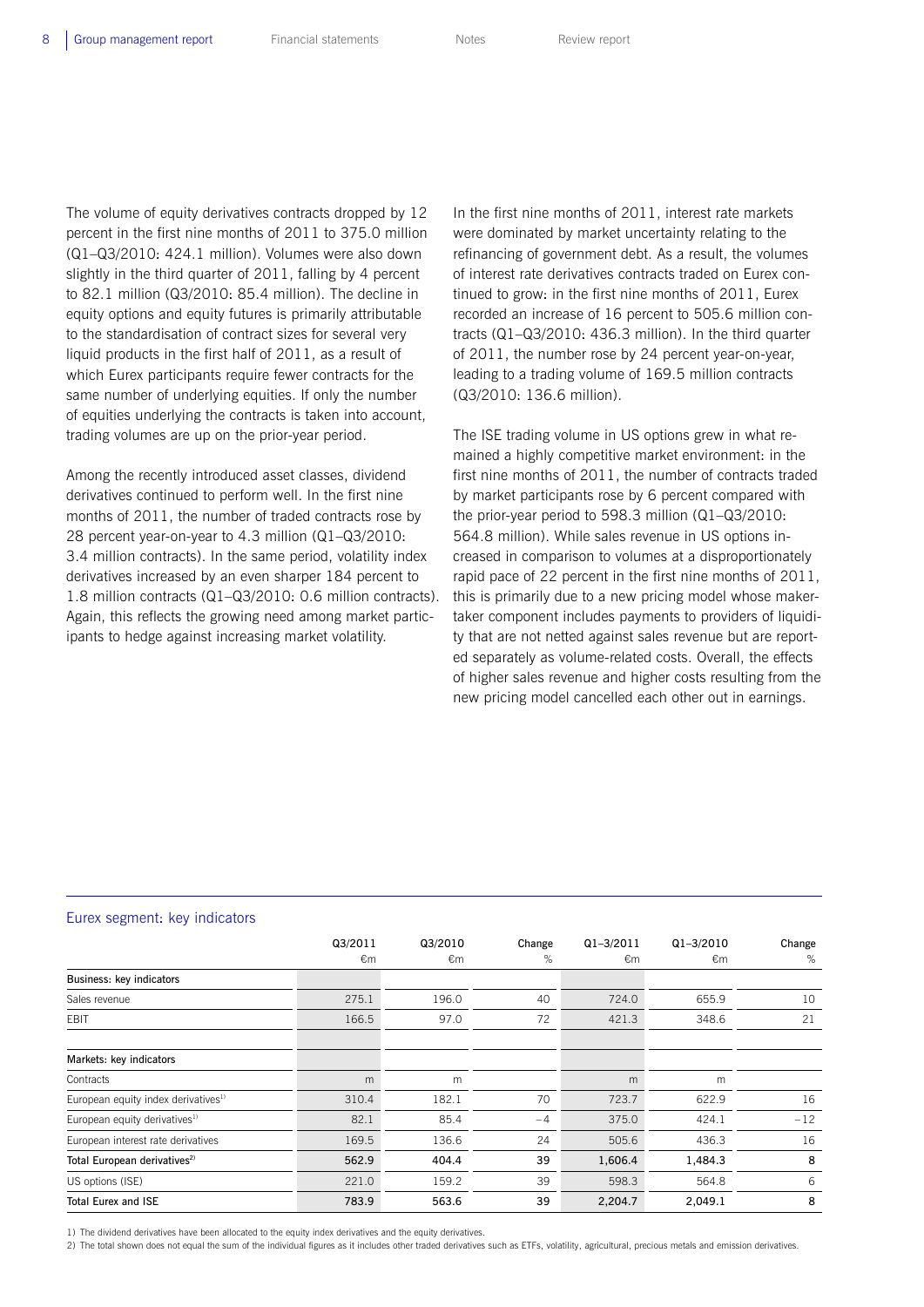The volume of equity derivatives contracts dropped by 12 percent in the first nine months of 2011 to 375.0 million (Q1–Q3/2010: 424.1 million). Volumes were also down slightly in the third quarter of 2011, falling by 4 percent to 82.1 million (Q3/2010: 85.4 million). The decline in equity options and equity futures is primarily attributable to the standardisation of contract sizes for several very liquid products in the first half of 2011, as a result of which Eurex participants require fewer contracts for the same number of underlying equities. If only the number of equities underlying the contracts is taken into account, trading volumes are up on the prior-year period.

Among the recently introduced asset classes, dividend derivatives continued to perform well. In the first nine months of 2011, the number of traded contracts rose by 28 percent year-on-year to 4.3 million (Q1–Q3/2010: 3.4 million contracts). In the same period, volatility index derivatives increased by an even sharper 184 percent to 1.8 million contracts (Q1–Q3/2010: 0.6 million contracts). Again, this reflects the growing need among market participants to hedge against increasing market volatility.

In the first nine months of 2011, interest rate markets were dominated by market uncertainty relating to the refinancing of government debt. As a result, the volumes of interest rate derivatives contracts traded on Eurex continued to grow: in the first nine months of 2011, Eurex recorded an increase of 16 percent to 505.6 million contracts (Q1–Q3/2010: 436.3 million). In the third quarter of 2011, the number rose by 24 percent year-on-year, leading to a trading volume of 169.5 million contracts (Q3/2010: 136.6 million).

The ISE trading volume in US options grew in what remained a highly competitive market environment: in the first nine months of 2011, the number of contracts traded by market participants rose by 6 percent compared with the prior-year period to 598.3 million (Q1–Q3/2010: 564.8 million). While sales revenue in US options increased in comparison to volumes at a disproportionately rapid pace of 22 percent in the first nine months of 2011, this is primarily due to a new pricing model whose maker-taker component includes payments to providers of liquidity that are not netted against sales revenue but are reported separately as volume-related costs. Overall, the effects of higher sales revenue and higher costs resulting from the new pricing model cancelled each other out in earnings.

**Eurex segment: key indicators**

| | Q3/2011 €m | Q3/2010 €m | Change % | Q1–3/2011 €m | Q1–3/2010 €m | Change % |
|---|---|---|---|---|---|---|
| **Business: key indicators** | | | | | | |
| Sales revenue | 275.1 | 196.0 | 40 | 724.0 | 655.9 | 10 |
| EBIT | 166.5 | 97.0 | 72 | 421.3 | 348.6 | 21 |
| **Markets: key indicators** | | | | | | |
| Contracts | m | m | | m | m | |
| European equity index derivatives[1] | 310.4 | 182.1 | 70 | 723.7 | 622.9 | 16 |
| European equity derivatives[1] | 82.1 | 85.4 | –4 | 375.0 | 424.1 | –12 |
| European interest rate derivatives | 169.5 | 136.6 | 24 | 505.6 | 436.3 | 16 |
| **Total European derivatives[2]** | **562.9** | **404.4** | **39** | **1,606.4** | **1,484.3** | **8** |
| US options (ISE) | 221.0 | 159.2 | 39 | 598.3 | 564.8 | 6 |
| **Total Eurex and ISE** | **783.9** | **563.6** | **39** | **2,204.7** | **2,049.1** | **8** |

1) The dividend derivatives have been allocated to the equity index derivatives and the equity derivatives.

2) The total shown does not equal the sum of the individual figures as it includes other traded derivatives such as ETFs, volatility, agricultural, precious metals and emission derivatives.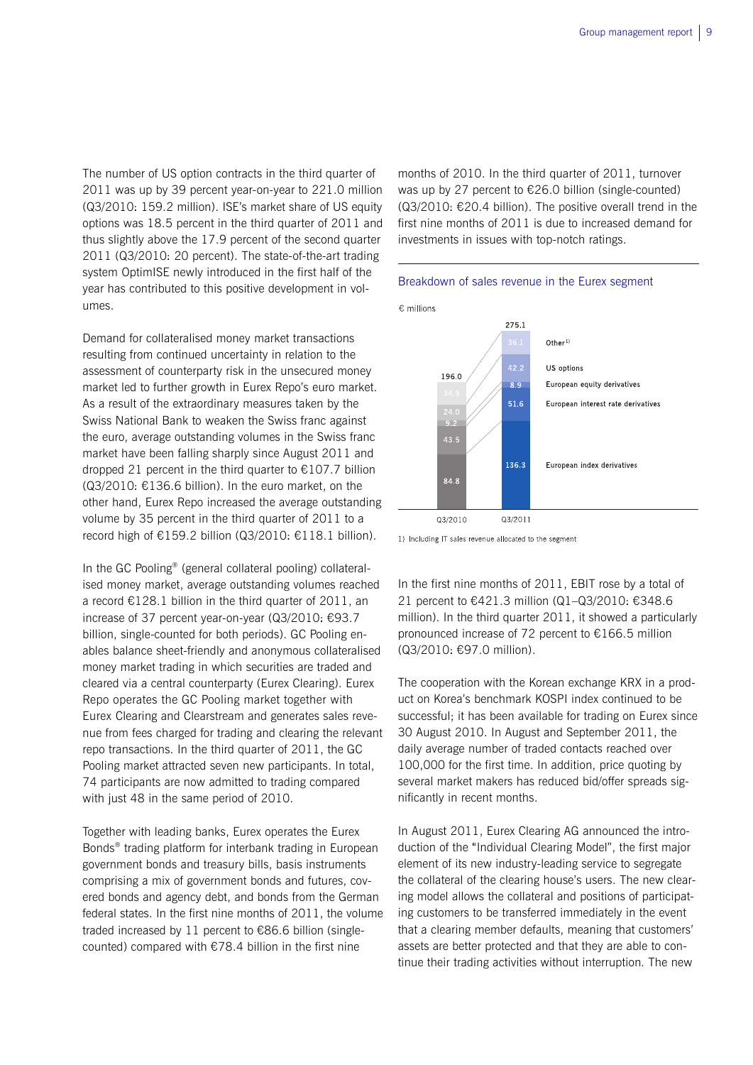The number of US option contracts in the third quarter of 2011 was up by 39 percent year-on-year to 221.0 million (Q3/2010: 159.2 million). ISE's market share of US equity options was 18.5 percent in the third quarter of 2011 and thus slightly above the 17.9 percent of the second quarter 2011 (Q3/2010: 20 percent). The state-of-the-art trading system OptimISE newly introduced in the first half of the year has contributed to this positive development in volumes.

Demand for collateralised money market transactions resulting from continued uncertainty in relation to the assessment of counterparty risk in the unsecured money market led to further growth in Eurex Repo's euro market. As a result of the extraordinary measures taken by the Swiss National Bank to weaken the Swiss franc against the euro, average outstanding volumes in the Swiss franc market have been falling sharply since August 2011 and dropped 21 percent in the third quarter to €107.7 billion (Q3/2010: €136.6 billion). In the euro market, on the other hand, Eurex Repo increased the average outstanding volume by 35 percent in the third quarter of 2011 to a record high of €159.2 billion (Q3/2010: €118.1 billion).

In the GC Pooling® (general collateral pooling) collateralised money market, average outstanding volumes reached a record €128.1 billion in the third quarter of 2011, an increase of 37 percent year-on-year (Q3/2010: €93.7 billion, single-counted for both periods). GC Pooling enables balance sheet-friendly and anonymous collateralised money market trading in which securities are traded and cleared via a central counterparty (Eurex Clearing). Eurex Repo operates the GC Pooling market together with Eurex Clearing and Clearstream and generates sales revenue from fees charged for trading and clearing the relevant repo transactions. In the third quarter of 2011, the GC Pooling market attracted seven new participants. In total, 74 participants are now admitted to trading compared with just 48 in the same period of 2010.

Together with leading banks, Eurex operates the Eurex Bonds® trading platform for interbank trading in European government bonds and treasury bills, basis instruments comprising a mix of government bonds and futures, covered bonds and agency debt, and bonds from the German federal states. In the first nine months of 2011, the volume traded increased by 11 percent to €86.6 billion (single-counted) compared with €78.4 billion in the first nine months of 2010. In the third quarter of 2011, turnover was up by 27 percent to €26.0 billion (single-counted) (Q3/2010: €20.4 billion). The positive overall trend in the first nine months of 2011 is due to increased demand for investments in issues with top-notch ratings.

**Breakdown of sales revenue in the Eurex segment**

€ millions

| | Q3/2010 | Q3/2011 |
|---|---|---|
| Other[1] | 34.5 | 36.1 |
| US options | 24.0 | 42.2 |
| European equity derivatives | 9.2 | 8.9 |
| European interest rate derivatives | 43.5 | 51.6 |
| European index derivatives | 84.8 | 136.3 |
| Total | 196.0 | 275.1 |

1) Including IT sales revenue allocated to the segment

In the first nine months of 2011, EBIT rose by a total of 21 percent to €421.3 million (Q1–Q3/2010: €348.6 million). In the third quarter 2011, it showed a particularly pronounced increase of 72 percent to €166.5 million (Q3/2010: €97.0 million).

The cooperation with the Korean exchange KRX in a product on Korea's benchmark KOSPI index continued to be successful; it has been available for trading on Eurex since 30 August 2010. In August and September 2011, the daily average number of traded contacts reached over 100,000 for the first time. In addition, price quoting by several market makers has reduced bid/offer spreads significantly in recent months.

In August 2011, Eurex Clearing AG announced the introduction of the "Individual Clearing Model", the first major element of its new industry-leading service to segregate the collateral of the clearing house's users. The new clearing model allows the collateral and positions of participating customers to be transferred immediately in the event that a clearing member defaults, meaning that customers' assets are better protected and that they are able to continue their trading activities without interruption. The new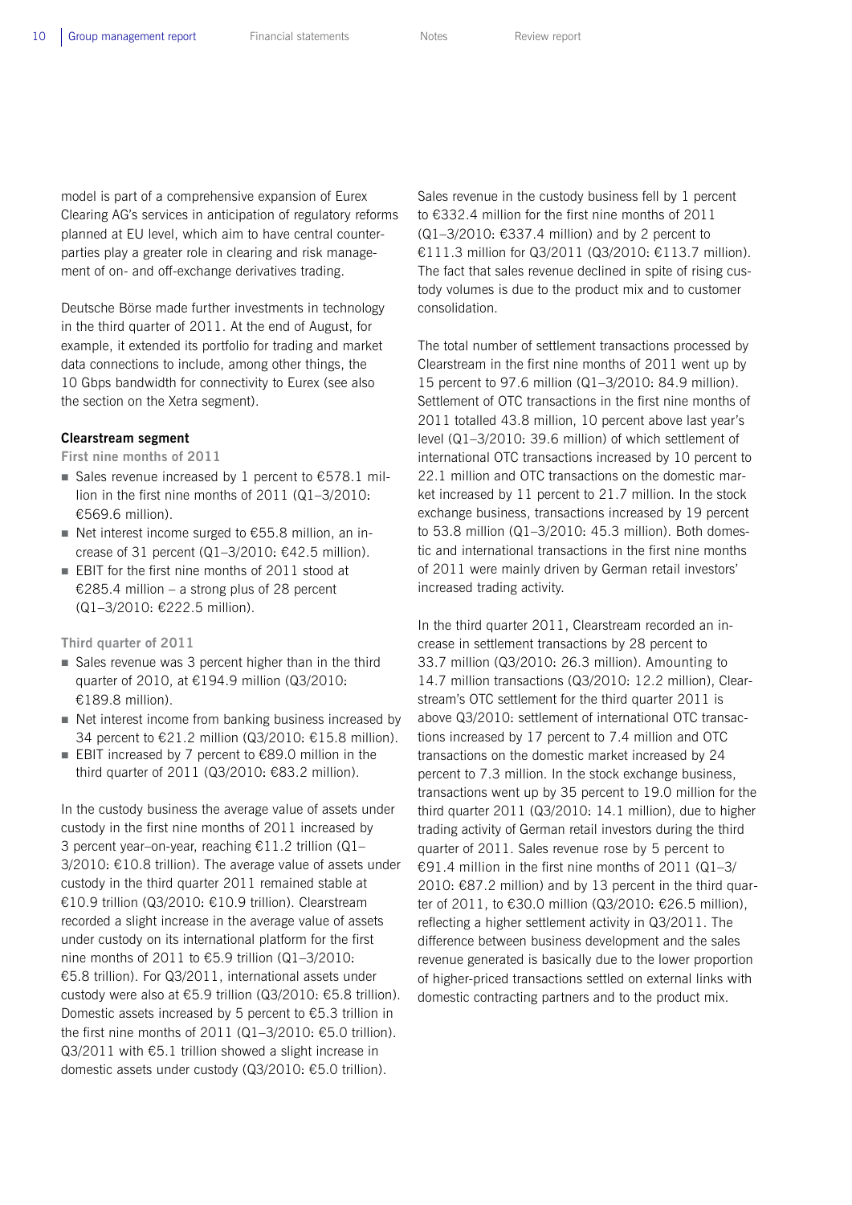model is part of a comprehensive expansion of Eurex Clearing AG's services in anticipation of regulatory reforms planned at EU level, which aim to have central counterparties play a greater role in clearing and risk management of on- and off-exchange derivatives trading.

Deutsche Börse made further investments in technology in the third quarter of 2011. At the end of August, for example, it extended its portfolio for trading and market data connections to include, among other things, the 10 Gbps bandwidth for connectivity to Eurex (see also the section on the Xetra segment).

**Clearstream segment**

**First nine months of 2011**

- Sales revenue increased by 1 percent to €578.1 million in the first nine months of 2011 (Q1–3/2010: €569.6 million).
- Net interest income surged to €55.8 million, an increase of 31 percent (Q1–3/2010: €42.5 million).
- EBIT for the first nine months of 2011 stood at €285.4 million – a strong plus of 28 percent (Q1–3/2010: €222.5 million).

**Third quarter of 2011**

- Sales revenue was 3 percent higher than in the third quarter of 2010, at €194.9 million (Q3/2010: €189.8 million).
- Net interest income from banking business increased by 34 percent to €21.2 million (Q3/2010: €15.8 million).
- EBIT increased by 7 percent to €89.0 million in the third quarter of 2011 (Q3/2010: €83.2 million).

In the custody business the average value of assets under custody in the first nine months of 2011 increased by 3 percent year-on-year, reaching €11.2 trillion (Q1–3/2010: €10.8 trillion). The average value of assets under custody in the third quarter 2011 remained stable at €10.9 trillion (Q3/2010: €10.9 trillion). Clearstream recorded a slight increase in the average value of assets under custody on its international platform for the first nine months of 2011 to €5.9 trillion (Q1–3/2010: €5.8 trillion). For Q3/2011, international assets under custody were also at €5.9 trillion (Q3/2010: €5.8 trillion). Domestic assets increased by 5 percent to €5.3 trillion in the first nine months of 2011 (Q1–3/2010: €5.0 trillion). Q3/2011 with €5.1 trillion showed a slight increase in domestic assets under custody (Q3/2010: €5.0 trillion).

Sales revenue in the custody business fell by 1 percent to €332.4 million for the first nine months of 2011 (Q1–3/2010: €337.4 million) and by 2 percent to €111.3 million for Q3/2011 (Q3/2010: €113.7 million). The fact that sales revenue declined in spite of rising custody volumes is due to the product mix and to customer consolidation.

The total number of settlement transactions processed by Clearstream in the first nine months of 2011 went up by 15 percent to 97.6 million (Q1–3/2010: 84.9 million). Settlement of OTC transactions in the first nine months of 2011 totalled 43.8 million, 10 percent above last year's level (Q1–3/2010: 39.6 million) of which settlement of international OTC transactions increased by 10 percent to 22.1 million and OTC transactions on the domestic market increased by 11 percent to 21.7 million. In the stock exchange business, transactions increased by 19 percent to 53.8 million (Q1–3/2010: 45.3 million). Both domestic and international transactions in the first nine months of 2011 were mainly driven by German retail investors' increased trading activity.

In the third quarter 2011, Clearstream recorded an increase in settlement transactions by 28 percent to 33.7 million (Q3/2010: 26.3 million). Amounting to 14.7 million transactions (Q3/2010: 12.2 million), Clearstream's OTC settlement for the third quarter 2011 is above Q3/2010: settlement of international OTC transactions increased by 17 percent to 7.4 million and OTC transactions on the domestic market increased by 24 percent to 7.3 million. In the stock exchange business, transactions went up by 35 percent to 19.0 million for the third quarter 2011 (Q3/2010: 14.1 million), due to higher trading activity of German retail investors during the third quarter of 2011. Sales revenue rose by 5 percent to €91.4 million in the first nine months of 2011 (Q1–3/2010: €87.2 million) and by 13 percent in the third quarter of 2011, to €30.0 million (Q3/2010: €26.5 million), reflecting a higher settlement activity in Q3/2011. The difference between business development and the sales revenue generated is basically due to the lower proportion of higher-priced transactions settled on external links with domestic contracting partners and to the product mix.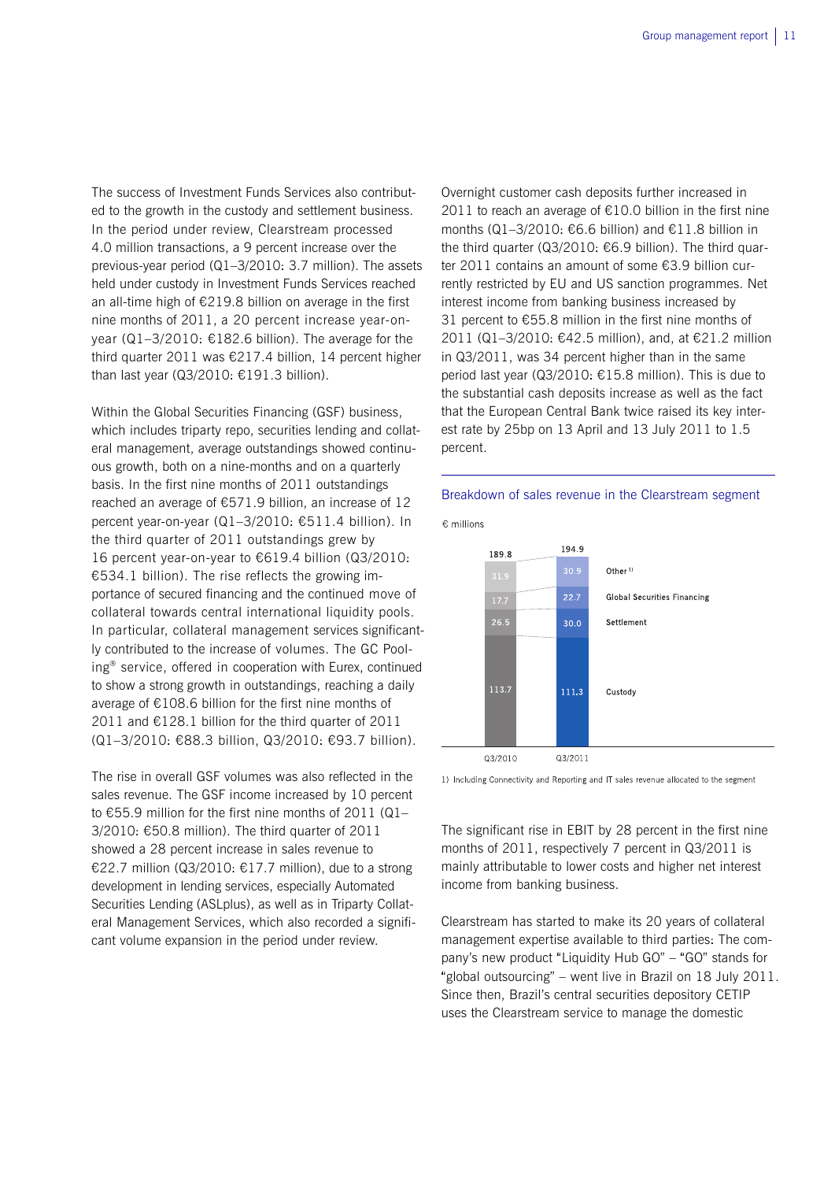The success of Investment Funds Services also contributed to the growth in the custody and settlement business. In the period under review, Clearstream processed 4.0 million transactions, a 9 percent increase over the previous-year period (Q1–3/2010: 3.7 million). The assets held under custody in Investment Funds Services reached an all-time high of €219.8 billion on average in the first nine months of 2011, a 20 percent increase year-on-year (Q1–3/2010: €182.6 billion). The average for the third quarter 2011 was €217.4 billion, 14 percent higher than last year (Q3/2010: €191.3 billion).

Within the Global Securities Financing (GSF) business, which includes triparty repo, securities lending and collateral management, average outstandings showed continuous growth, both on a nine-months and on a quarterly basis. In the first nine months of 2011 outstandings reached an average of €571.9 billion, an increase of 12 percent year-on-year (Q1–3/2010: €511.4 billion). In the third quarter of 2011 outstandings grew by 16 percent year-on-year to €619.4 billion (Q3/2010: €534.1 billion). The rise reflects the growing importance of secured financing and the continued move of collateral towards central international liquidity pools. In particular, collateral management services significantly contributed to the increase of volumes. The GC Pooling® service, offered in cooperation with Eurex, continued to show a strong growth in outstandings, reaching a daily average of €108.6 billion for the first nine months of 2011 and €128.1 billion for the third quarter of 2011 (Q1–3/2010: €88.3 billion, Q3/2010: €93.7 billion).

The rise in overall GSF volumes was also reflected in the sales revenue. The GSF income increased by 10 percent to €55.9 million for the first nine months of 2011 (Q1–3/2010: €50.8 million). The third quarter of 2011 showed a 28 percent increase in sales revenue to €22.7 million (Q3/2010: €17.7 million), due to a strong development in lending services, especially Automated Securities Lending (ASLplus), as well as in Triparty Collateral Management Services, which also recorded a significant volume expansion in the period under review.

Overnight customer cash deposits further increased in 2011 to reach an average of €10.0 billion in the first nine months (Q1–3/2010: €6.6 billion) and €11.8 billion in the third quarter (Q3/2010: €6.9 billion). The third quarter 2011 contains an amount of some €3.9 billion currently restricted by EU and US sanction programmes. Net interest income from banking business increased by 31 percent to €55.8 million in the first nine months of 2011 (Q1–3/2010: €42.5 million), and, at €21.2 million in Q3/2011, was 34 percent higher than in the same period last year (Q3/2010: €15.8 million). This is due to the substantial cash deposits increase as well as the fact that the European Central Bank twice raised its key interest rate by 25bp on 13 April and 13 July 2011 to 1.5 percent.

**Breakdown of sales revenue in the Clearstream segment**

€ millions

| | Q3/2010 | Q3/2011 |
|---|---|---|
| Other[1] | 31.9 | 30.9 |
| Global Securities Financing | 17.7 | 22.7 |
| Settlement | 26.5 | 30.0 |
| Custody | 113.7 | 111.3 |
| Total | 189.8 | 194.9 |

1) Including Connectivity and Reporting and IT sales revenue allocated to the segment

The significant rise in EBIT by 28 percent in the first nine months of 2011, respectively 7 percent in Q3/2011 is mainly attributable to lower costs and higher net interest income from banking business.

Clearstream has started to make its 20 years of collateral management expertise available to third parties: The company's new product "Liquidity Hub GO" – "GO" stands for "global outsourcing" – went live in Brazil on 18 July 2011. Since then, Brazil's central securities depository CETIP uses the Clearstream service to manage the domestic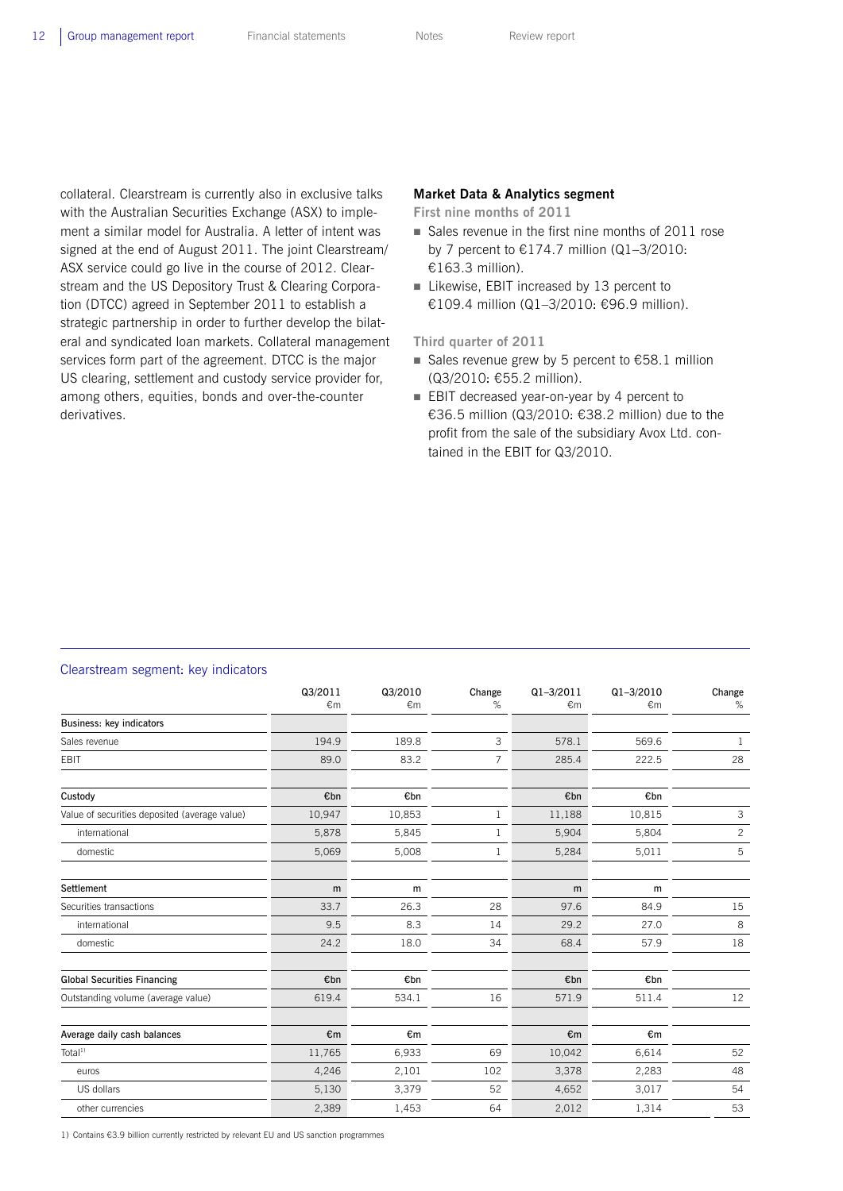collateral. Clearstream is currently also in exclusive talks with the Australian Securities Exchange (ASX) to implement a similar model for Australia. A letter of intent was signed at the end of August 2011. The joint Clearstream/ASX service could go live in the course of 2012. Clearstream and the US Depository Trust & Clearing Corporation (DTCC) agreed in September 2011 to establish a strategic partnership in order to further develop the bilateral and syndicated loan markets. Collateral management services form part of the agreement. DTCC is the major US clearing, settlement and custody service provider for, among others, equities, bonds and over-the-counter derivatives.

### Market Data & Analytics segment

**First nine months of 2011**

- Sales revenue in the first nine months of 2011 rose by 7 percent to €174.7 million (Q1–3/2010: €163.3 million).
- Likewise, EBIT increased by 13 percent to €109.4 million (Q1–3/2010: €96.9 million).

**Third quarter of 2011**

- Sales revenue grew by 5 percent to €58.1 million (Q3/2010: €55.2 million).
- EBIT decreased year-on-year by 4 percent to €36.5 million (Q3/2010: €38.2 million) due to the profit from the sale of the subsidiary Avox Ltd. contained in the EBIT for Q3/2010.

### Clearstream segment: key indicators

| | Q3/2011 €m | Q3/2010 €m | Change % | Q1–3/2011 €m | Q1–3/2010 €m | Change % |
|---|---|---|---|---|---|---|
| **Business: key indicators** | | | | | | |
| Sales revenue | 194.9 | 189.8 | 3 | 578.1 | 569.6 | 1 |
| EBIT | 89.0 | 83.2 | 7 | 285.4 | 222.5 | 28 |
| **Custody** | €bn | €bn | | €bn | €bn | |
| Value of securities deposited (average value) | 10,947 | 10,853 | 1 | 11,188 | 10,815 | 3 |
| international | 5,878 | 5,845 | 1 | 5,904 | 5,804 | 2 |
| domestic | 5,069 | 5,008 | 1 | 5,284 | 5,011 | 5 |
| **Settlement** | m | m | | m | m | |
| Securities transactions | 33.7 | 26.3 | 28 | 97.6 | 84.9 | 15 |
| international | 9.5 | 8.3 | 14 | 29.2 | 27.0 | 8 |
| domestic | 24.2 | 18.0 | 34 | 68.4 | 57.9 | 18 |
| **Global Securities Financing** | €bn | €bn | | €bn | €bn | |
| Outstanding volume (average value) | 619.4 | 534.1 | 16 | 571.9 | 511.4 | 12 |
| **Average daily cash balances** | €m | €m | | €m | €m | |
| Total[1] | 11,765 | 6,933 | 69 | 10,042 | 6,614 | 52 |
| euros | 4,246 | 2,101 | 102 | 3,378 | 2,283 | 48 |
| US dollars | 5,130 | 3,379 | 52 | 4,652 | 3,017 | 54 |
| other currencies | 2,389 | 1,453 | 64 | 2,012 | 1,314 | 53 |

1) Contains €3.9 billion currently restricted by relevant EU and US sanction programmes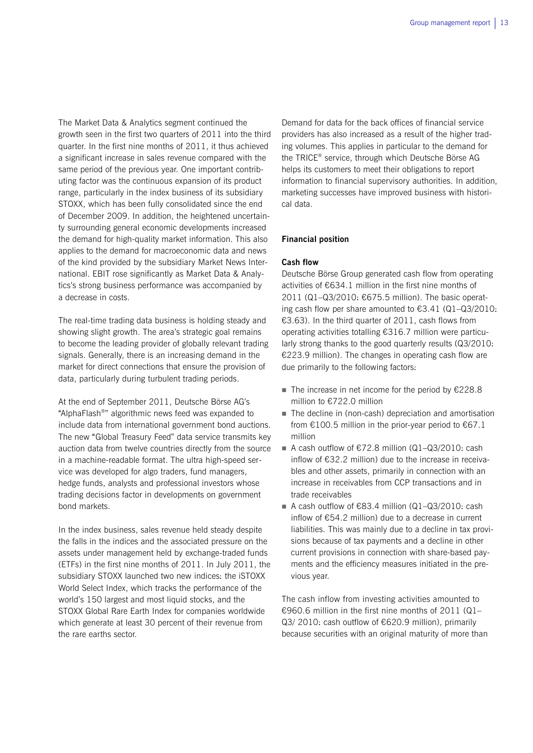The Market Data & Analytics segment continued the growth seen in the first two quarters of 2011 into the third quarter. In the first nine months of 2011, it thus achieved a significant increase in sales revenue compared with the same period of the previous year. One important contributing factor was the continuous expansion of its product range, particularly in the index business of its subsidiary STOXX, which has been fully consolidated since the end of December 2009. In addition, the heightened uncertainty surrounding general economic developments increased the demand for high-quality market information. This also applies to the demand for macroeconomic data and news of the kind provided by the subsidiary Market News International. EBIT rose significantly as Market Data & Analytics's strong business performance was accompanied by a decrease in costs.

The real-time trading data business is holding steady and showing slight growth. The area's strategic goal remains to become the leading provider of globally relevant trading signals. Generally, there is an increasing demand in the market for direct connections that ensure the provision of data, particularly during turbulent trading periods.

At the end of September 2011, Deutsche Börse AG's "AlphaFlash®" algorithmic news feed was expanded to include data from international government bond auctions. The new "Global Treasury Feed" data service transmits key auction data from twelve countries directly from the source in a machine-readable format. The ultra high-speed service was developed for algo traders, fund managers, hedge funds, analysts and professional investors whose trading decisions factor in developments on government bond markets.

In the index business, sales revenue held steady despite the falls in the indices and the associated pressure on the assets under management held by exchange-traded funds (ETFs) in the first nine months of 2011. In July 2011, the subsidiary STOXX launched two new indices: the iSTOXX World Select Index, which tracks the performance of the world's 150 largest and most liquid stocks, and the STOXX Global Rare Earth Index for companies worldwide which generate at least 30 percent of their revenue from the rare earths sector.

Demand for data for the back offices of financial service providers has also increased as a result of the higher trading volumes. This applies in particular to the demand for the TRICE® service, through which Deutsche Börse AG helps its customers to meet their obligations to report information to financial supervisory authorities. In addition, marketing successes have improved business with historical data.

## Financial position

### Cash flow

Deutsche Börse Group generated cash flow from operating activities of €634.1 million in the first nine months of 2011 (Q1–Q3/2010: €675.5 million). The basic operating cash flow per share amounted to €3.41 (Q1–Q3/2010: €3.63). In the third quarter of 2011, cash flows from operating activities totalling €316.7 million were particularly strong thanks to the good quarterly results (Q3/2010: €223.9 million). The changes in operating cash flow are due primarily to the following factors:

- The increase in net income for the period by €228.8 million to €722.0 million
- The decline in (non-cash) depreciation and amortisation from €100.5 million in the prior-year period to €67.1 million
- A cash outflow of €72.8 million (Q1–Q3/2010: cash inflow of €32.2 million) due to the increase in receivables and other assets, primarily in connection with an increase in receivables from CCP transactions and in trade receivables
- A cash outflow of €83.4 million (Q1–Q3/2010: cash inflow of €54.2 million) due to a decrease in current liabilities. This was mainly due to a decline in tax provisions because of tax payments and a decline in other current provisions in connection with share-based payments and the efficiency measures initiated in the previous year.

The cash inflow from investing activities amounted to €960.6 million in the first nine months of 2011 (Q1–Q3/ 2010: cash outflow of €620.9 million), primarily because securities with an original maturity of more than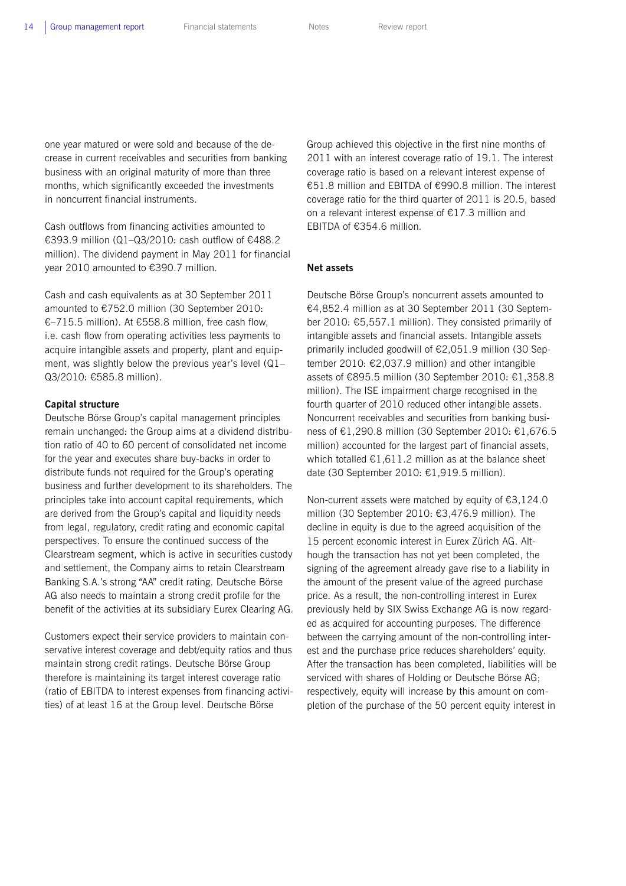one year matured or were sold and because of the decrease in current receivables and securities from banking business with an original maturity of more than three months, which significantly exceeded the investments in noncurrent financial instruments.

Cash outflows from financing activities amounted to €393.9 million (Q1–Q3/2010: cash outflow of €488.2 million). The dividend payment in May 2011 for financial year 2010 amounted to €390.7 million.

Cash and cash equivalents as at 30 September 2011 amounted to €752.0 million (30 September 2010: €–715.5 million). At €558.8 million, free cash flow, i.e. cash flow from operating activities less payments to acquire intangible assets and property, plant and equipment, was slightly below the previous year's level (Q1–Q3/2010: €585.8 million).

**Capital structure**

Deutsche Börse Group's capital management principles remain unchanged: the Group aims at a dividend distribution ratio of 40 to 60 percent of consolidated net income for the year and executes share buy-backs in order to distribute funds not required for the Group's operating business and further development to its shareholders. The principles take into account capital requirements, which are derived from the Group's capital and liquidity needs from legal, regulatory, credit rating and economic capital perspectives. To ensure the continued success of the Clearstream segment, which is active in securities custody and settlement, the Company aims to retain Clearstream Banking S.A.'s strong "AA" credit rating. Deutsche Börse AG also needs to maintain a strong credit profile for the benefit of the activities at its subsidiary Eurex Clearing AG.

Customers expect their service providers to maintain conservative interest coverage and debt/equity ratios and thus maintain strong credit ratings. Deutsche Börse Group therefore is maintaining its target interest coverage ratio (ratio of EBITDA to interest expenses from financing activities) of at least 16 at the Group level. Deutsche Börse Group achieved this objective in the first nine months of 2011 with an interest coverage ratio of 19.1. The interest coverage ratio is based on a relevant interest expense of €51.8 million and EBITDA of €990.8 million. The interest coverage ratio for the third quarter of 2011 is 20.5, based on a relevant interest expense of €17.3 million and EBITDA of €354.6 million.

**Net assets**

Deutsche Börse Group's noncurrent assets amounted to €4,852.4 million as at 30 September 2011 (30 September 2010: €5,557.1 million). They consisted primarily of intangible assets and financial assets. Intangible assets primarily included goodwill of €2,051.9 million (30 September 2010: €2,037.9 million) and other intangible assets of €895.5 million (30 September 2010: €1,358.8 million). The ISE impairment charge recognised in the fourth quarter of 2010 reduced other intangible assets. Noncurrent receivables and securities from banking business of €1,290.8 million (30 September 2010: €1,676.5 million) accounted for the largest part of financial assets, which totalled €1,611.2 million as at the balance sheet date (30 September 2010: €1,919.5 million).

Non-current assets were matched by equity of €3,124.0 million (30 September 2010: €3,476.9 million). The decline in equity is due to the agreed acquisition of the 15 percent economic interest in Eurex Zürich AG. Although the transaction has not yet been completed, the signing of the agreement already gave rise to a liability in the amount of the present value of the agreed purchase price. As a result, the non-controlling interest in Eurex previously held by SIX Swiss Exchange AG is now regarded as acquired for accounting purposes. The difference between the carrying amount of the non-controlling interest and the purchase price reduces shareholders' equity. After the transaction has been completed, liabilities will be serviced with shares of Holding or Deutsche Börse AG; respectively, equity will increase by this amount on completion of the purchase of the 50 percent equity interest in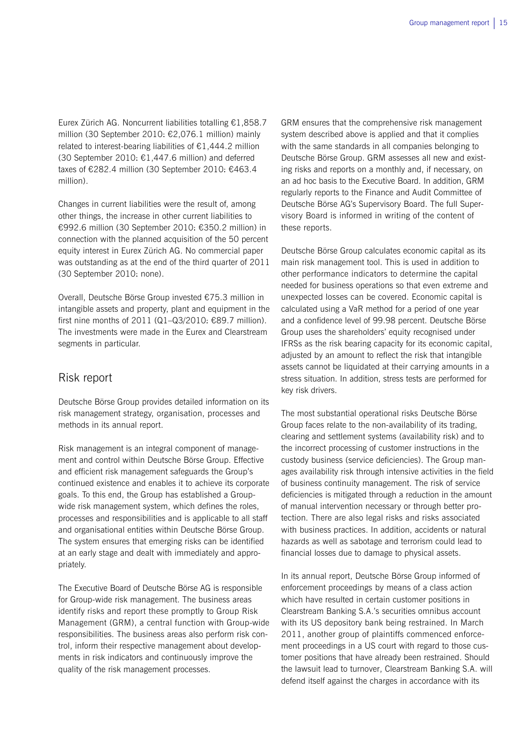Eurex Zürich AG. Noncurrent liabilities totalling €1,858.7 million (30 September 2010: €2,076.1 million) mainly related to interest-bearing liabilities of €1,444.2 million (30 September 2010: €1,447.6 million) and deferred taxes of €282.4 million (30 September 2010: €463.4 million).

Changes in current liabilities were the result of, among other things, the increase in other current liabilities to €992.6 million (30 September 2010: €350.2 million) in connection with the planned acquisition of the 50 percent equity interest in Eurex Zürich AG. No commercial paper was outstanding as at the end of the third quarter of 2011 (30 September 2010: none).

Overall, Deutsche Börse Group invested €75.3 million in intangible assets and property, plant and equipment in the first nine months of 2011 (Q1–Q3/2010: €89.7 million). The investments were made in the Eurex and Clearstream segments in particular.

## Risk report

Deutsche Börse Group provides detailed information on its risk management strategy, organisation, processes and methods in its annual report.

Risk management is an integral component of management and control within Deutsche Börse Group. Effective and efficient risk management safeguards the Group's continued existence and enables it to achieve its corporate goals. To this end, the Group has established a Group-wide risk management system, which defines the roles, processes and responsibilities and is applicable to all staff and organisational entities within Deutsche Börse Group. The system ensures that emerging risks can be identified at an early stage and dealt with immediately and appropriately.

The Executive Board of Deutsche Börse AG is responsible for Group-wide risk management. The business areas identify risks and report these promptly to Group Risk Management (GRM), a central function with Group-wide responsibilities. The business areas also perform risk control, inform their respective management about developments in risk indicators and continuously improve the quality of the risk management processes.

GRM ensures that the comprehensive risk management system described above is applied and that it complies with the same standards in all companies belonging to Deutsche Börse Group. GRM assesses all new and existing risks and reports on a monthly and, if necessary, on an ad hoc basis to the Executive Board. In addition, GRM regularly reports to the Finance and Audit Committee of Deutsche Börse AG's Supervisory Board. The full Supervisory Board is informed in writing of the content of these reports.

Deutsche Börse Group calculates economic capital as its main risk management tool. This is used in addition to other performance indicators to determine the capital needed for business operations so that even extreme and unexpected losses can be covered. Economic capital is calculated using a VaR method for a period of one year and a confidence level of 99.98 percent. Deutsche Börse Group uses the shareholders' equity recognised under IFRSs as the risk bearing capacity for its economic capital, adjusted by an amount to reflect the risk that intangible assets cannot be liquidated at their carrying amounts in a stress situation. In addition, stress tests are performed for key risk drivers.

The most substantial operational risks Deutsche Börse Group faces relate to the non-availability of its trading, clearing and settlement systems (availability risk) and to the incorrect processing of customer instructions in the custody business (service deficiencies). The Group manages availability risk through intensive activities in the field of business continuity management. The risk of service deficiencies is mitigated through a reduction in the amount of manual intervention necessary or through better protection. There are also legal risks and risks associated with business practices. In addition, accidents or natural hazards as well as sabotage and terrorism could lead to financial losses due to damage to physical assets.

In its annual report, Deutsche Börse Group informed of enforcement proceedings by means of a class action which have resulted in certain customer positions in Clearstream Banking S.A.'s securities omnibus account with its US depository bank being restrained. In March 2011, another group of plaintiffs commenced enforcement proceedings in a US court with regard to those customer positions that have already been restrained. Should the lawsuit lead to turnover, Clearstream Banking S.A. will defend itself against the charges in accordance with its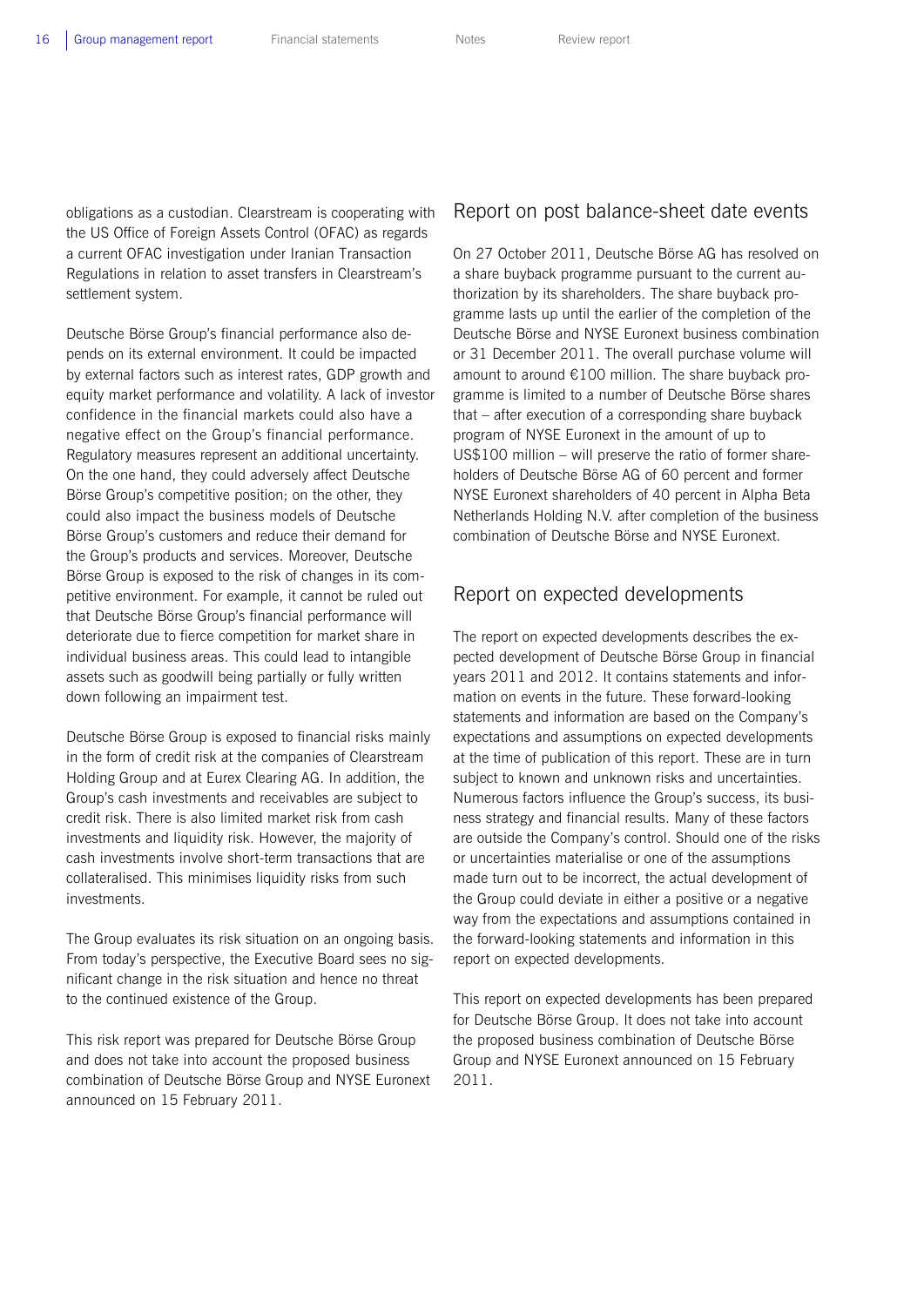obligations as a custodian. Clearstream is cooperating with the US Office of Foreign Assets Control (OFAC) as regards a current OFAC investigation under Iranian Transaction Regulations in relation to asset transfers in Clearstream's settlement system.

Deutsche Börse Group's financial performance also depends on its external environment. It could be impacted by external factors such as interest rates, GDP growth and equity market performance and volatility. A lack of investor confidence in the financial markets could also have a negative effect on the Group's financial performance. Regulatory measures represent an additional uncertainty. On the one hand, they could adversely affect Deutsche Börse Group's competitive position; on the other, they could also impact the business models of Deutsche Börse Group's customers and reduce their demand for the Group's products and services. Moreover, Deutsche Börse Group is exposed to the risk of changes in its competitive environment. For example, it cannot be ruled out that Deutsche Börse Group's financial performance will deteriorate due to fierce competition for market share in individual business areas. This could lead to intangible assets such as goodwill being partially or fully written down following an impairment test.

Deutsche Börse Group is exposed to financial risks mainly in the form of credit risk at the companies of Clearstream Holding Group and at Eurex Clearing AG. In addition, the Group's cash investments and receivables are subject to credit risk. There is also limited market risk from cash investments and liquidity risk. However, the majority of cash investments involve short-term transactions that are collateralised. This minimises liquidity risks from such investments.

The Group evaluates its risk situation on an ongoing basis. From today's perspective, the Executive Board sees no significant change in the risk situation and hence no threat to the continued existence of the Group.

This risk report was prepared for Deutsche Börse Group and does not take into account the proposed business combination of Deutsche Börse Group and NYSE Euronext announced on 15 February 2011.

## Report on post balance-sheet date events

On 27 October 2011, Deutsche Börse AG has resolved on a share buyback programme pursuant to the current authorization by its shareholders. The share buyback programme lasts up until the earlier of the completion of the Deutsche Börse and NYSE Euronext business combination or 31 December 2011. The overall purchase volume will amount to around €100 million. The share buyback programme is limited to a number of Deutsche Börse shares that – after execution of a corresponding share buyback program of NYSE Euronext in the amount of up to US$100 million – will preserve the ratio of former shareholders of Deutsche Börse AG of 60 percent and former NYSE Euronext shareholders of 40 percent in Alpha Beta Netherlands Holding N.V. after completion of the business combination of Deutsche Börse and NYSE Euronext.

## Report on expected developments

The report on expected developments describes the expected development of Deutsche Börse Group in financial years 2011 and 2012. It contains statements and information on events in the future. These forward-looking statements and information are based on the Company's expectations and assumptions on expected developments at the time of publication of this report. These are in turn subject to known and unknown risks and uncertainties. Numerous factors influence the Group's success, its business strategy and financial results. Many of these factors are outside the Company's control. Should one of the risks or uncertainties materialise or one of the assumptions made turn out to be incorrect, the actual development of the Group could deviate in either a positive or a negative way from the expectations and assumptions contained in the forward-looking statements and information in this report on expected developments.

This report on expected developments has been prepared for Deutsche Börse Group. It does not take into account the proposed business combination of Deutsche Börse Group and NYSE Euronext announced on 15 February 2011.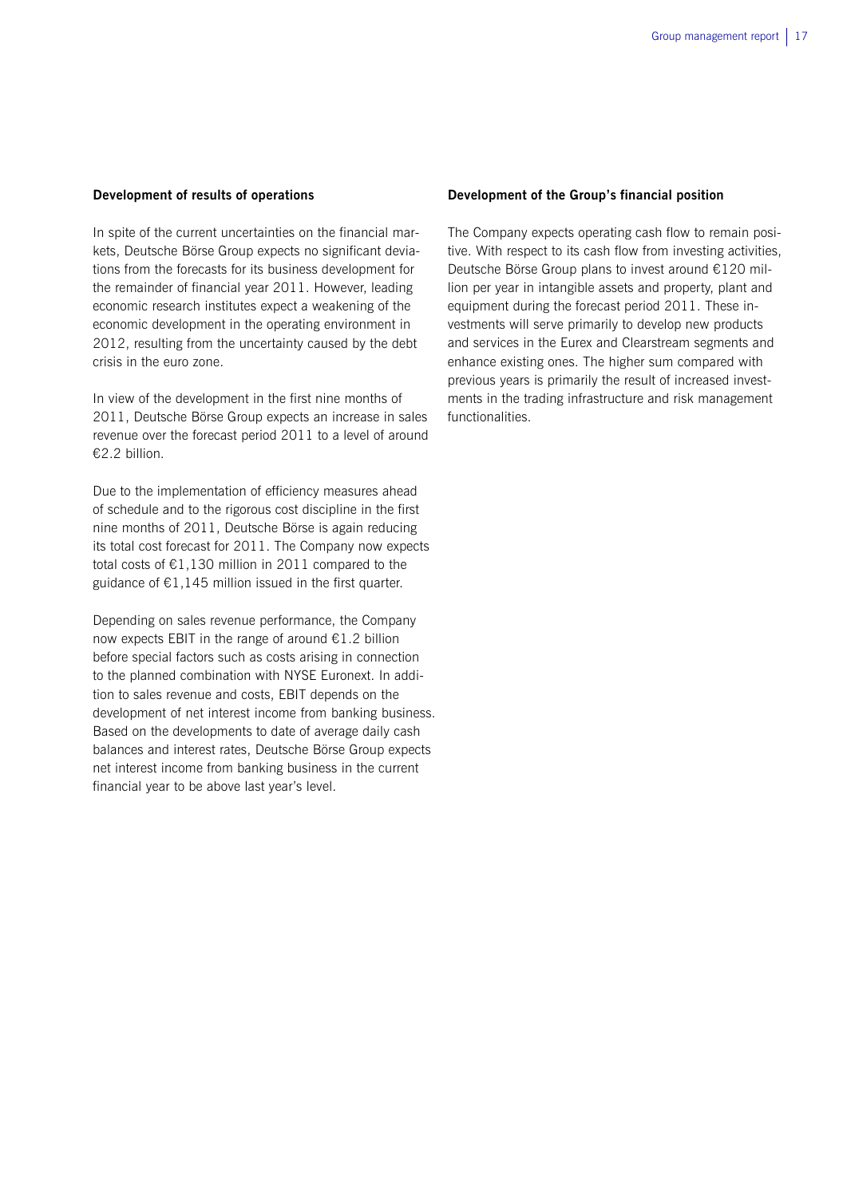### Development of results of operations

In spite of the current uncertainties on the financial markets, Deutsche Börse Group expects no significant deviations from the forecasts for its business development for the remainder of financial year 2011. However, leading economic research institutes expect a weakening of the economic development in the operating environment in 2012, resulting from the uncertainty caused by the debt crisis in the euro zone.

In view of the development in the first nine months of 2011, Deutsche Börse Group expects an increase in sales revenue over the forecast period 2011 to a level of around €2.2 billion.

Due to the implementation of efficiency measures ahead of schedule and to the rigorous cost discipline in the first nine months of 2011, Deutsche Börse is again reducing its total cost forecast for 2011. The Company now expects total costs of €1,130 million in 2011 compared to the guidance of €1,145 million issued in the first quarter.

Depending on sales revenue performance, the Company now expects EBIT in the range of around €1.2 billion before special factors such as costs arising in connection to the planned combination with NYSE Euronext. In addition to sales revenue and costs, EBIT depends on the development of net interest income from banking business. Based on the developments to date of average daily cash balances and interest rates, Deutsche Börse Group expects net interest income from banking business in the current financial year to be above last year's level.

### Development of the Group's financial position

The Company expects operating cash flow to remain positive. With respect to its cash flow from investing activities, Deutsche Börse Group plans to invest around €120 million per year in intangible assets and property, plant and equipment during the forecast period 2011. These investments will serve primarily to develop new products and services in the Eurex and Clearstream segments and enhance existing ones. The higher sum compared with previous years is primarily the result of increased investments in the trading infrastructure and risk management functionalities.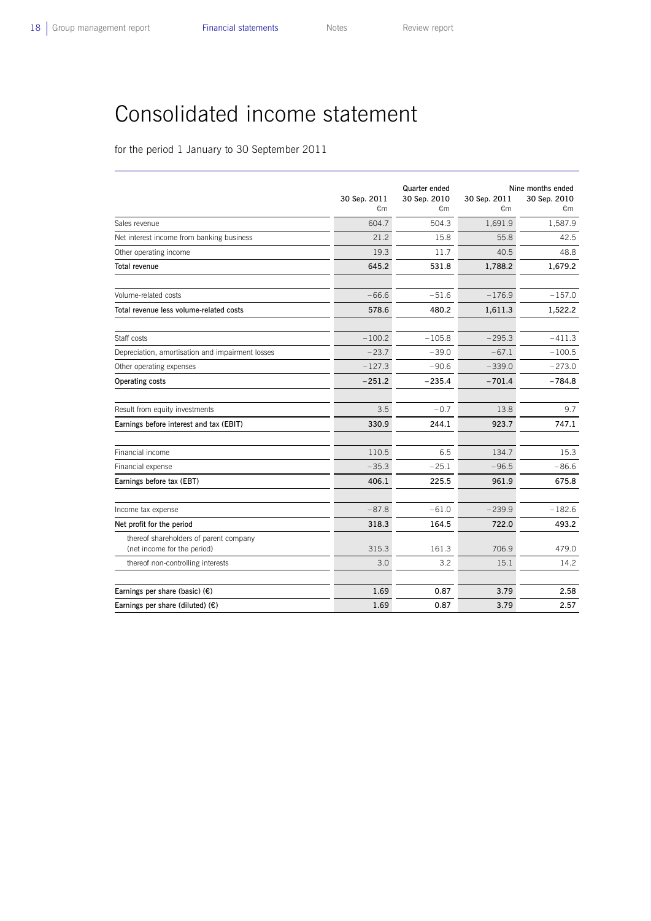# Consolidated income statement

for the period 1 January to 30 September 2011

| | Quarter ended | | Nine months ended | |
|---|---|---|---|---|
| | 30 Sep. 2011 €m | 30 Sep. 2010 €m | 30 Sep. 2011 €m | 30 Sep. 2010 €m |
| Sales revenue | 604.7 | 504.3 | 1,691.9 | 1,587.9 |
| Net interest income from banking business | 21.2 | 15.8 | 55.8 | 42.5 |
| Other operating income | 19.3 | 11.7 | 40.5 | 48.8 |
| **Total revenue** | **645.2** | **531.8** | **1,788.2** | **1,679.2** |
| | | | | |
| Volume-related costs | –66.6 | –51.6 | –176.9 | –157.0 |
| **Total revenue less volume-related costs** | **578.6** | **480.2** | **1,611.3** | **1,522.2** |
| | | | | |
| Staff costs | –100.2 | –105.8 | –295.3 | –411.3 |
| Depreciation, amortisation and impairment losses | –23.7 | –39.0 | –67.1 | –100.5 |
| Other operating expenses | –127.3 | –90.6 | –339.0 | –273.0 |
| **Operating costs** | **–251.2** | **–235.4** | **–701.4** | **–784.8** |
| | | | | |
| Result from equity investments | 3.5 | –0.7 | 13.8 | 9.7 |
| **Earnings before interest and tax (EBIT)** | **330.9** | **244.1** | **923.7** | **747.1** |
| | | | | |
| Financial income | 110.5 | 6.5 | 134.7 | 15.3 |
| Financial expense | –35.3 | –25.1 | –96.5 | –86.6 |
| **Earnings before tax (EBT)** | **406.1** | **225.5** | **961.9** | **675.8** |
| | | | | |
| Income tax expense | –87.8 | –61.0 | –239.9 | –182.6 |
| **Net profit for the period** | **318.3** | **164.5** | **722.0** | **493.2** |
| thereof shareholders of parent company (net income for the period) | 315.3 | 161.3 | 706.9 | 479.0 |
| thereof non-controlling interests | 3.0 | 3.2 | 15.1 | 14.2 |
| | | | | |
| **Earnings per share (basic) (€)** | **1.69** | **0.87** | **3.79** | **2.58** |
| **Earnings per share (diluted) (€)** | **1.69** | **0.87** | **3.79** | **2.57** |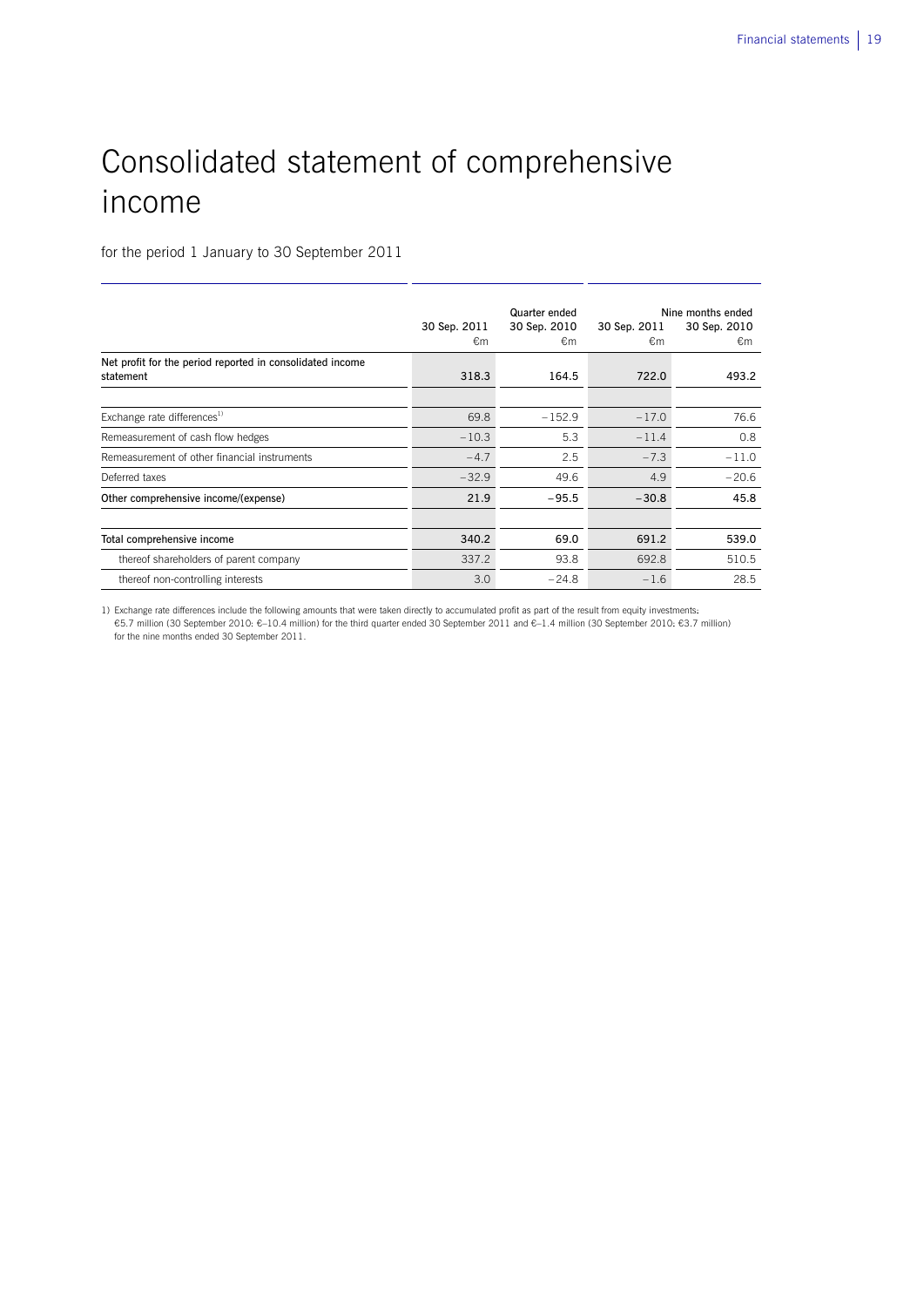# Consolidated statement of comprehensive income

for the period 1 January to 30 September 2011

| | Quarter ended | | Nine months ended | |
|---|---|---|---|---|
| | 30 Sep. 2011<br>€m | 30 Sep. 2010<br>€m | 30 Sep. 2011<br>€m | 30 Sep. 2010<br>€m |
| **Net profit for the period reported in consolidated income statement** | **318.3** | **164.5** | **722.0** | **493.2** |
| Exchange rate differences[1] | 69.8 | −152.9 | −17.0 | 76.6 |
| Remeasurement of cash flow hedges | −10.3 | 5.3 | −11.4 | 0.8 |
| Remeasurement of other financial instruments | −4.7 | 2.5 | −7.3 | −11.0 |
| Deferred taxes | −32.9 | 49.6 | 4.9 | −20.6 |
| **Other comprehensive income/(expense)** | **21.9** | **−95.5** | **−30.8** | **45.8** |
| **Total comprehensive income** | **340.2** | **69.0** | **691.2** | **539.0** |
| thereof shareholders of parent company | 337.2 | 93.8 | 692.8 | 510.5 |
| thereof non-controlling interests | 3.0 | −24.8 | −1.6 | 28.5 |

1) Exchange rate differences include the following amounts that were taken directly to accumulated profit as part of the result from equity investments: €5.7 million (30 September 2010: €–10.4 million) for the third quarter ended 30 September 2011 and €–1.4 million (30 September 2010: €3.7 million) for the nine months ended 30 September 2011.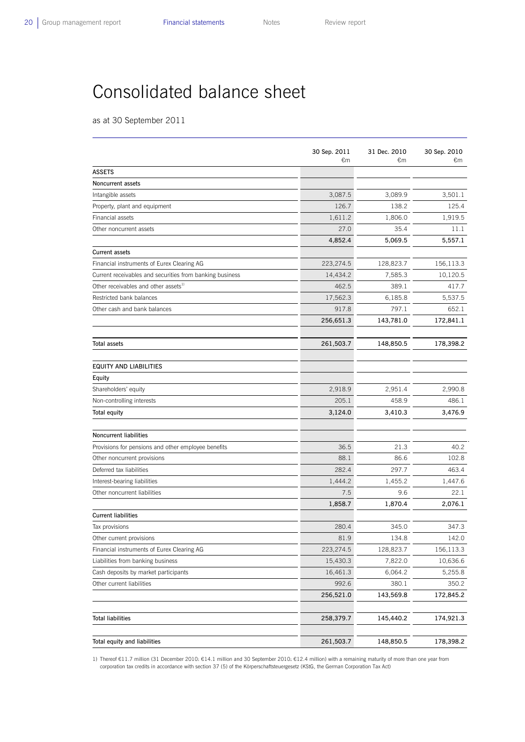# Consolidated balance sheet

as at 30 September 2011

| | 30 Sep. 2011 €m | 31 Dec. 2010 €m | 30 Sep. 2010 €m |
|---|---|---|---|
| **ASSETS** | | | |
| **Noncurrent assets** | | | |
| Intangible assets | 3,087.5 | 3,089.9 | 3,501.1 |
| Property, plant and equipment | 126.7 | 138.2 | 125.4 |
| Financial assets | 1,611.2 | 1,806.0 | 1,919.5 |
| Other noncurrent assets | 27.0 | 35.4 | 11.1 |
| | **4,852.4** | **5,069.5** | **5,557.1** |
| **Current assets** | | | |
| Financial instruments of Eurex Clearing AG | 223,274.5 | 128,823.7 | 156,113.3 |
| Current receivables and securities from banking business | 14,434.2 | 7,585.3 | 10,120.5 |
| Other receivables and other assets[1] | 462.5 | 389.1 | 417.7 |
| Restricted bank balances | 17,562.3 | 6,185.8 | 5,537.5 |
| Other cash and bank balances | 917.8 | 797.1 | 652.1 |
| | **256,651.3** | **143,781.0** | **172,841.1** |
| **Total assets** | **261,503.7** | **148,850.5** | **178,398.2** |
| **EQUITY AND LIABILITIES** | | | |
| **Equity** | | | |
| Shareholders' equity | 2,918.9 | 2,951.4 | 2,990.8 |
| Non-controlling interests | 205.1 | 458.9 | 486.1 |
| **Total equity** | **3,124.0** | **3,410.3** | **3,476.9** |
| **Noncurrent liabilities** | | | |
| Provisions for pensions and other employee benefits | 36.5 | 21.3 | 40.2 |
| Other noncurrent provisions | 88.1 | 86.6 | 102.8 |
| Deferred tax liabilities | 282.4 | 297.7 | 463.4 |
| Interest-bearing liabilities | 1,444.2 | 1,455.2 | 1,447.6 |
| Other noncurrent liabilities | 7.5 | 9.6 | 22.1 |
| | **1,858.7** | **1,870.4** | **2,076.1** |
| **Current liabilities** | | | |
| Tax provisions | 280.4 | 345.0 | 347.3 |
| Other current provisions | 81.9 | 134.8 | 142.0 |
| Financial instruments of Eurex Clearing AG | 223,274.5 | 128,823.7 | 156,113.3 |
| Liabilities from banking business | 15,430.3 | 7,822.0 | 10,636.6 |
| Cash deposits by market participants | 16,461.3 | 6,064.2 | 5,255.8 |
| Other current liabilities | 992.6 | 380.1 | 350.2 |
| | **256,521.0** | **143,569.8** | **172,845.2** |
| **Total liabilities** | **258,379.7** | **145,440.2** | **174,921.3** |
| **Total equity and liabilities** | **261,503.7** | **148,850.5** | **178,398.2** |

1) Thereof €11.7 million (31 December 2010: €14.1 million and 30 September 2010: €12.4 million) with a remaining maturity of more than one year from corporation tax credits in accordance with section 37 (5) of the Körperschaftsteuergesetz (KStG, the German Corporation Tax Act)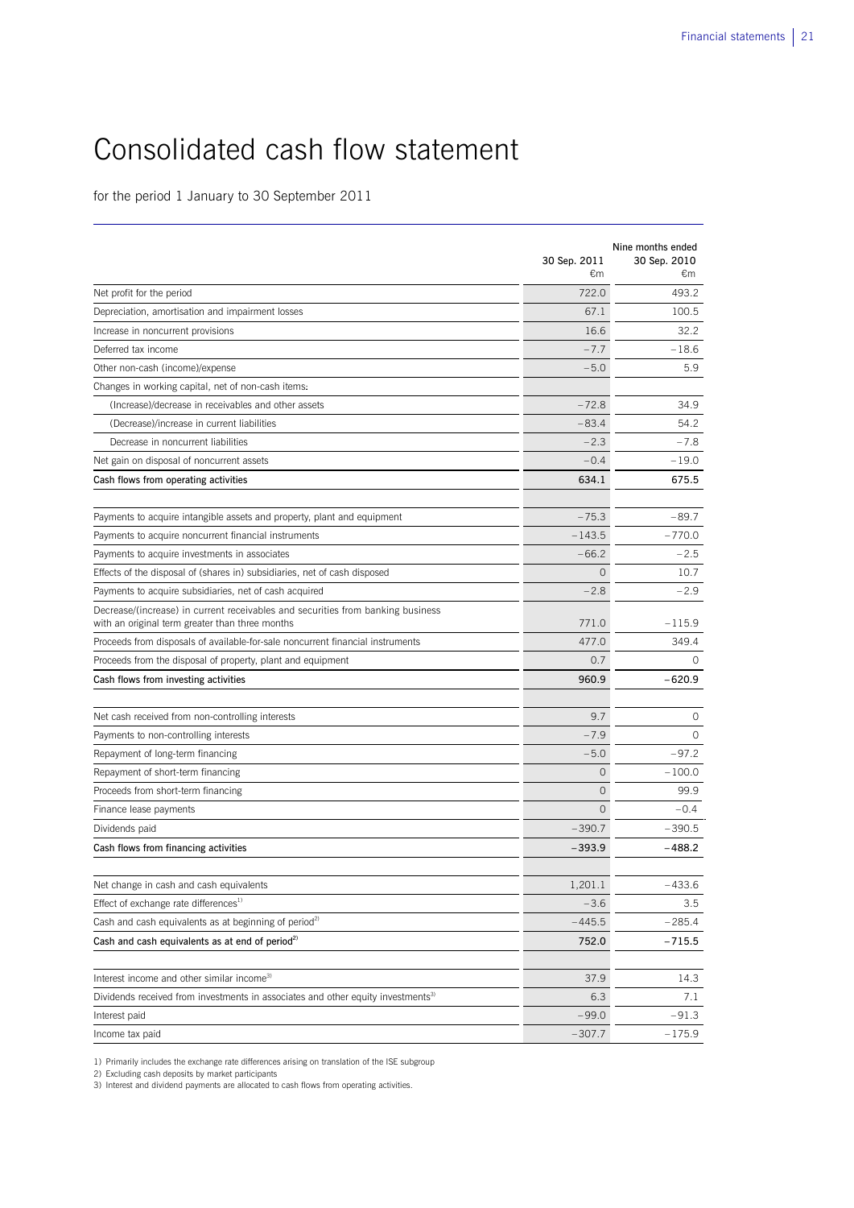# Consolidated cash flow statement

for the period 1 January to 30 September 2011

| | Nine months ended | |
|---|---|---|
| | 30 Sep. 2011 €m | 30 Sep. 2010 €m |
| Net profit for the period | 722.0 | 493.2 |
| Depreciation, amortisation and impairment losses | 67.1 | 100.5 |
| Increase in noncurrent provisions | 16.6 | 32.2 |
| Deferred tax income | −7.7 | −18.6 |
| Other non-cash (income)/expense | −5.0 | 5.9 |
| Changes in working capital, net of non-cash items: | | |
| (Increase)/decrease in receivables and other assets | −72.8 | 34.9 |
| (Decrease)/increase in current liabilities | −83.4 | 54.2 |
| Decrease in noncurrent liabilities | −2.3 | −7.8 |
| Net gain on disposal of noncurrent assets | −0.4 | −19.0 |
| **Cash flows from operating activities** | **634.1** | **675.5** |
| | | |
| Payments to acquire intangible assets and property, plant and equipment | −75.3 | −89.7 |
| Payments to acquire noncurrent financial instruments | −143.5 | −770.0 |
| Payments to acquire investments in associates | −66.2 | −2.5 |
| Effects of the disposal of (shares in) subsidiaries, net of cash disposed | 0 | 10.7 |
| Payments to acquire subsidiaries, net of cash acquired | −2.8 | −2.9 |
| Decrease/(increase) in current receivables and securities from banking business with an original term greater than three months | 771.0 | −115.9 |
| Proceeds from disposals of available-for-sale noncurrent financial instruments | 477.0 | 349.4 |
| Proceeds from the disposal of property, plant and equipment | 0.7 | 0 |
| **Cash flows from investing activities** | **960.9** | **−620.9** |
| | | |
| Net cash received from non-controlling interests | 9.7 | 0 |
| Payments to non-controlling interests | −7.9 | 0 |
| Repayment of long-term financing | −5.0 | −97.2 |
| Repayment of short-term financing | 0 | −100.0 |
| Proceeds from short-term financing | 0 | 99.9 |
| Finance lease payments | 0 | −0.4 |
| Dividends paid | −390.7 | −390.5 |
| **Cash flows from financing activities** | **−393.9** | **−488.2** |
| | | |
| Net change in cash and cash equivalents | 1,201.1 | −433.6 |
| Effect of exchange rate differences[1] | −3.6 | 3.5 |
| Cash and cash equivalents as at beginning of period[2] | −445.5 | −285.4 |
| **Cash and cash equivalents as at end of period[2]** | **752.0** | **−715.5** |
| | | |
| Interest income and other similar income[3] | 37.9 | 14.3 |
| Dividends received from investments in associates and other equity investments[3] | 6.3 | 7.1 |
| Interest paid | −99.0 | −91.3 |
| Income tax paid | −307.7 | −175.9 |

1) Primarily includes the exchange rate differences arising on translation of the ISE subgroup
2) Excluding cash deposits by market participants
3) Interest and dividend payments are allocated to cash flows from operating activities.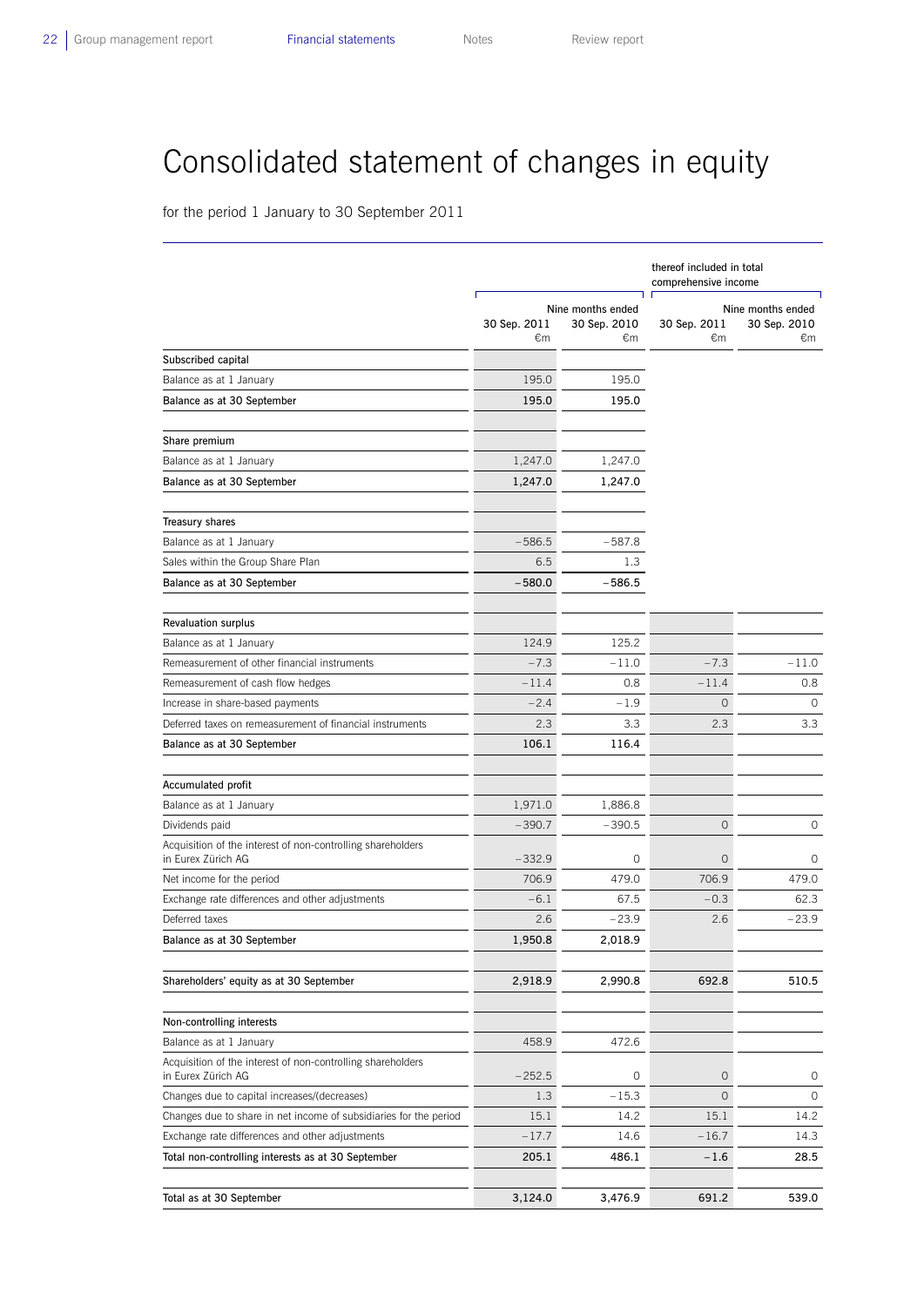# Consolidated statement of changes in equity

for the period 1 January to 30 September 2011

| | Nine months ended | | thereof included in total comprehensive income Nine months ended | |
|---|---|---|---|---|
| | 30 Sep. 2011 €m | 30 Sep. 2010 €m | 30 Sep. 2011 €m | 30 Sep. 2010 €m |
| **Subscribed capital** | | | | |
| Balance as at 1 January | 195.0 | 195.0 | | |
| **Balance as at 30 September** | **195.0** | **195.0** | | |
| **Share premium** | | | | |
| Balance as at 1 January | 1,247.0 | 1,247.0 | | |
| **Balance as at 30 September** | **1,247.0** | **1,247.0** | | |
| **Treasury shares** | | | | |
| Balance as at 1 January | –586.5 | –587.8 | | |
| Sales within the Group Share Plan | 6.5 | 1.3 | | |
| **Balance as at 30 September** | **–580.0** | **–586.5** | | |
| **Revaluation surplus** | | | | |
| Balance as at 1 January | 124.9 | 125.2 | | |
| Remeasurement of other financial instruments | –7.3 | –11.0 | –7.3 | –11.0 |
| Remeasurement of cash flow hedges | –11.4 | 0.8 | –11.4 | 0.8 |
| Increase in share-based payments | –2.4 | –1.9 | 0 | 0 |
| Deferred taxes on remeasurement of financial instruments | 2.3 | 3.3 | 2.3 | 3.3 |
| **Balance as at 30 September** | **106.1** | **116.4** | | |
| **Accumulated profit** | | | | |
| Balance as at 1 January | 1,971.0 | 1,886.8 | | |
| Dividends paid | –390.7 | –390.5 | 0 | 0 |
| Acquisition of the interest of non-controlling shareholders in Eurex Zürich AG | –332.9 | 0 | 0 | 0 |
| Net income for the period | 706.9 | 479.0 | 706.9 | 479.0 |
| Exchange rate differences and other adjustments | –6.1 | 67.5 | –0.3 | 62.3 |
| Deferred taxes | 2.6 | –23.9 | 2.6 | –23.9 |
| **Balance as at 30 September** | **1,950.8** | **2,018.9** | | |
| **Shareholders' equity as at 30 September** | **2,918.9** | **2,990.8** | **692.8** | **510.5** |
| **Non-controlling interests** | | | | |
| Balance as at 1 January | 458.9 | 472.6 | | |
| Acquisition of the interest of non-controlling shareholders in Eurex Zürich AG | –252.5 | 0 | 0 | 0 |
| Changes due to capital increases/(decreases) | 1.3 | –15.3 | 0 | 0 |
| Changes due to share in net income of subsidiaries for the period | 15.1 | 14.2 | 15.1 | 14.2 |
| Exchange rate differences and other adjustments | –17.7 | 14.6 | –16.7 | 14.3 |
| **Total non-controlling interests as at 30 September** | **205.1** | **486.1** | **–1.6** | **28.5** |
| **Total as at 30 September** | **3,124.0** | **3,476.9** | **691.2** | **539.0** |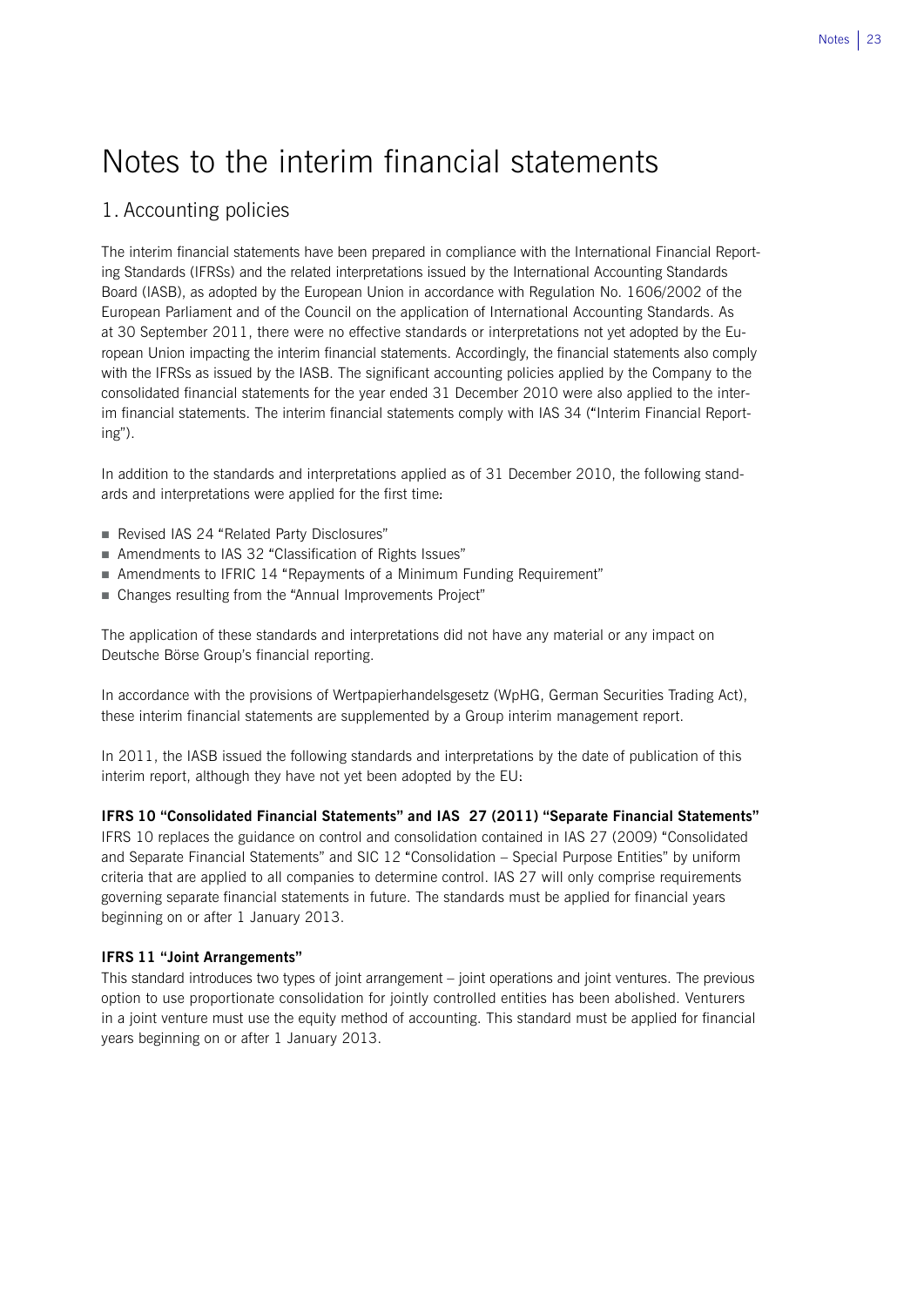# Notes to the interim financial statements

## 1. Accounting policies

The interim financial statements have been prepared in compliance with the International Financial Reporting Standards (IFRSs) and the related interpretations issued by the International Accounting Standards Board (IASB), as adopted by the European Union in accordance with Regulation No. 1606/2002 of the European Parliament and of the Council on the application of International Accounting Standards. As at 30 September 2011, there were no effective standards or interpretations not yet adopted by the European Union impacting the interim financial statements. Accordingly, the financial statements also comply with the IFRSs as issued by the IASB. The significant accounting policies applied by the Company to the consolidated financial statements for the year ended 31 December 2010 were also applied to the interim financial statements. The interim financial statements comply with IAS 34 ("Interim Financial Reporting").

In addition to the standards and interpretations applied as of 31 December 2010, the following standards and interpretations were applied for the first time:

- Revised IAS 24 "Related Party Disclosures"
- Amendments to IAS 32 "Classification of Rights Issues"
- Amendments to IFRIC 14 "Repayments of a Minimum Funding Requirement"
- Changes resulting from the "Annual Improvements Project"

The application of these standards and interpretations did not have any material or any impact on Deutsche Börse Group's financial reporting.

In accordance with the provisions of Wertpapierhandelsgesetz (WpHG, German Securities Trading Act), these interim financial statements are supplemented by a Group interim management report.

In 2011, the IASB issued the following standards and interpretations by the date of publication of this interim report, although they have not yet been adopted by the EU:

**IFRS 10 "Consolidated Financial Statements" and IAS 27 (2011) "Separate Financial Statements"**
IFRS 10 replaces the guidance on control and consolidation contained in IAS 27 (2009) "Consolidated and Separate Financial Statements" and SIC 12 "Consolidation – Special Purpose Entities" by uniform criteria that are applied to all companies to determine control. IAS 27 will only comprise requirements governing separate financial statements in future. The standards must be applied for financial years beginning on or after 1 January 2013.

**IFRS 11 "Joint Arrangements"**
This standard introduces two types of joint arrangement – joint operations and joint ventures. The previous option to use proportionate consolidation for jointly controlled entities has been abolished. Venturers in a joint venture must use the equity method of accounting. This standard must be applied for financial years beginning on or after 1 January 2013.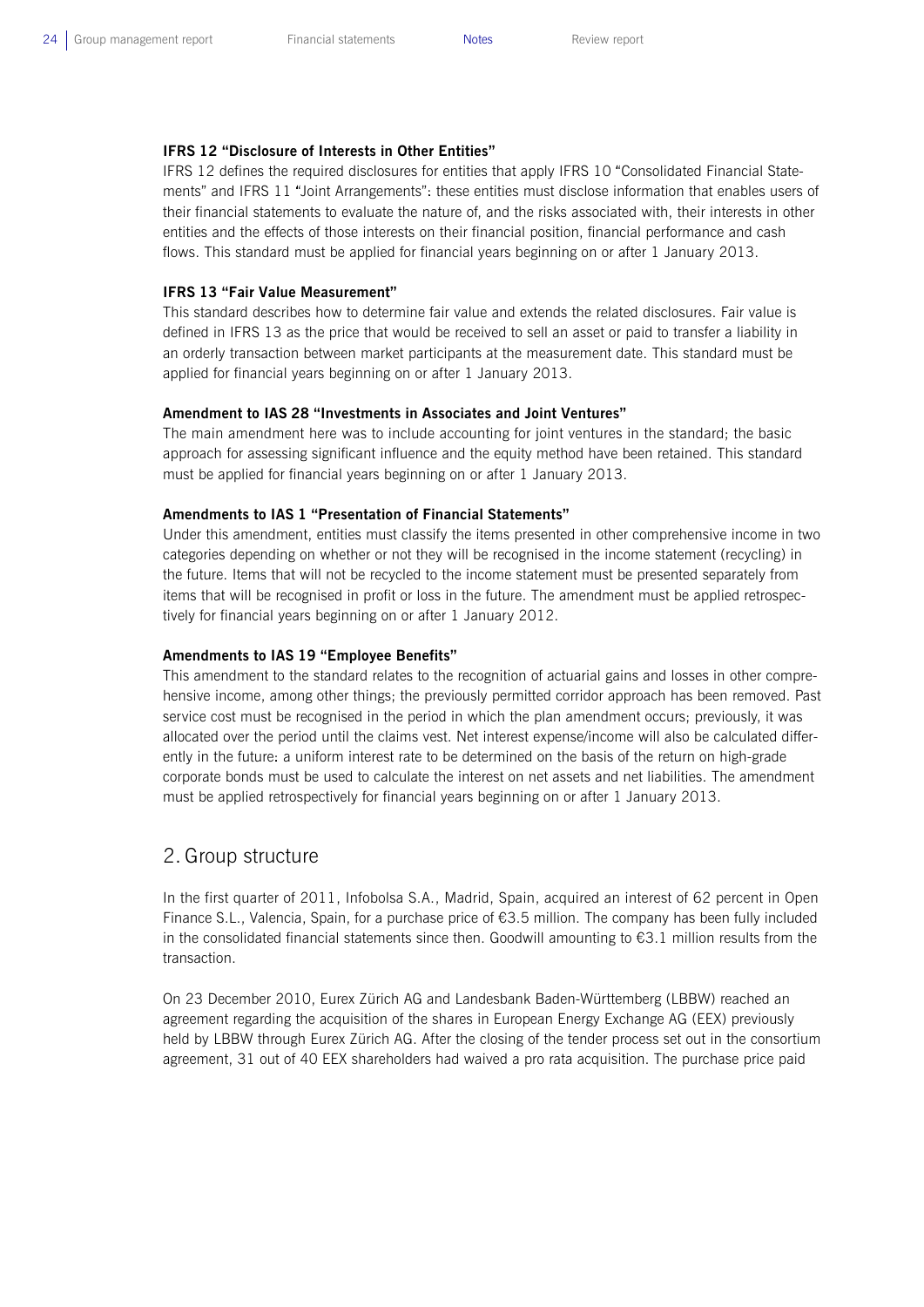**IFRS 12 "Disclosure of Interests in Other Entities"**

IFRS 12 defines the required disclosures for entities that apply IFRS 10 "Consolidated Financial Statements" and IFRS 11 "Joint Arrangements": these entities must disclose information that enables users of their financial statements to evaluate the nature of, and the risks associated with, their interests in other entities and the effects of those interests on their financial position, financial performance and cash flows. This standard must be applied for financial years beginning on or after 1 January 2013.

**IFRS 13 "Fair Value Measurement"**

This standard describes how to determine fair value and extends the related disclosures. Fair value is defined in IFRS 13 as the price that would be received to sell an asset or paid to transfer a liability in an orderly transaction between market participants at the measurement date. This standard must be applied for financial years beginning on or after 1 January 2013.

**Amendment to IAS 28 "Investments in Associates and Joint Ventures"**

The main amendment here was to include accounting for joint ventures in the standard; the basic approach for assessing significant influence and the equity method have been retained. This standard must be applied for financial years beginning on or after 1 January 2013.

**Amendments to IAS 1 "Presentation of Financial Statements"**

Under this amendment, entities must classify the items presented in other comprehensive income in two categories depending on whether or not they will be recognised in the income statement (recycling) in the future. Items that will not be recycled to the income statement must be presented separately from items that will be recognised in profit or loss in the future. The amendment must be applied retrospectively for financial years beginning on or after 1 January 2012.

**Amendments to IAS 19 "Employee Benefits"**

This amendment to the standard relates to the recognition of actuarial gains and losses in other comprehensive income, among other things; the previously permitted corridor approach has been removed. Past service cost must be recognised in the period in which the plan amendment occurs; previously, it was allocated over the period until the claims vest. Net interest expense/income will also be calculated differently in the future: a uniform interest rate to be determined on the basis of the return on high-grade corporate bonds must be used to calculate the interest on net assets and net liabilities. The amendment must be applied retrospectively for financial years beginning on or after 1 January 2013.

## 2. Group structure

In the first quarter of 2011, Infobolsa S.A., Madrid, Spain, acquired an interest of 62 percent in Open Finance S.L., Valencia, Spain, for a purchase price of €3.5 million. The company has been fully included in the consolidated financial statements since then. Goodwill amounting to €3.1 million results from the transaction.

On 23 December 2010, Eurex Zürich AG and Landesbank Baden-Württemberg (LBBW) reached an agreement regarding the acquisition of the shares in European Energy Exchange AG (EEX) previously held by LBBW through Eurex Zürich AG. After the closing of the tender process set out in the consortium agreement, 31 out of 40 EEX shareholders had waived a pro rata acquisition. The purchase price paid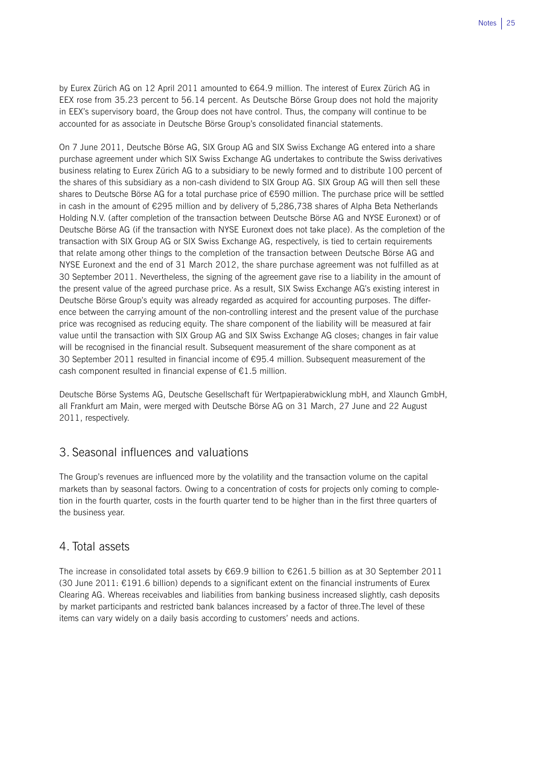by Eurex Zürich AG on 12 April 2011 amounted to €64.9 million. The interest of Eurex Zürich AG in EEX rose from 35.23 percent to 56.14 percent. As Deutsche Börse Group does not hold the majority in EEX's supervisory board, the Group does not have control. Thus, the company will continue to be accounted for as associate in Deutsche Börse Group's consolidated financial statements.

On 7 June 2011, Deutsche Börse AG, SIX Group AG and SIX Swiss Exchange AG entered into a share purchase agreement under which SIX Swiss Exchange AG undertakes to contribute the Swiss derivatives business relating to Eurex Zürich AG to a subsidiary to be newly formed and to distribute 100 percent of the shares of this subsidiary as a non-cash dividend to SIX Group AG. SIX Group AG will then sell these shares to Deutsche Börse AG for a total purchase price of €590 million. The purchase price will be settled in cash in the amount of €295 million and by delivery of 5,286,738 shares of Alpha Beta Netherlands Holding N.V. (after completion of the transaction between Deutsche Börse AG and NYSE Euronext) or of Deutsche Börse AG (if the transaction with NYSE Euronext does not take place). As the completion of the transaction with SIX Group AG or SIX Swiss Exchange AG, respectively, is tied to certain requirements that relate among other things to the completion of the transaction between Deutsche Börse AG and NYSE Euronext and the end of 31 March 2012, the share purchase agreement was not fulfilled as at 30 September 2011. Nevertheless, the signing of the agreement gave rise to a liability in the amount of the present value of the agreed purchase price. As a result, SIX Swiss Exchange AG's existing interest in Deutsche Börse Group's equity was already regarded as acquired for accounting purposes. The difference between the carrying amount of the non-controlling interest and the present value of the purchase price was recognised as reducing equity. The share component of the liability will be measured at fair value until the transaction with SIX Group AG and SIX Swiss Exchange AG closes; changes in fair value will be recognised in the financial result. Subsequent measurement of the share component as at 30 September 2011 resulted in financial income of €95.4 million. Subsequent measurement of the cash component resulted in financial expense of €1.5 million.

Deutsche Börse Systems AG, Deutsche Gesellschaft für Wertpapierabwicklung mbH, and Xlaunch GmbH, all Frankfurt am Main, were merged with Deutsche Börse AG on 31 March, 27 June and 22 August 2011, respectively.

## 3. Seasonal influences and valuations

The Group's revenues are influenced more by the volatility and the transaction volume on the capital markets than by seasonal factors. Owing to a concentration of costs for projects only coming to completion in the fourth quarter, costs in the fourth quarter tend to be higher than in the first three quarters of the business year.

## 4. Total assets

The increase in consolidated total assets by €69.9 billion to €261.5 billion as at 30 September 2011 (30 June 2011: €191.6 billion) depends to a significant extent on the financial instruments of Eurex Clearing AG. Whereas receivables and liabilities from banking business increased slightly, cash deposits by market participants and restricted bank balances increased by a factor of three.The level of these items can vary widely on a daily basis according to customers' needs and actions.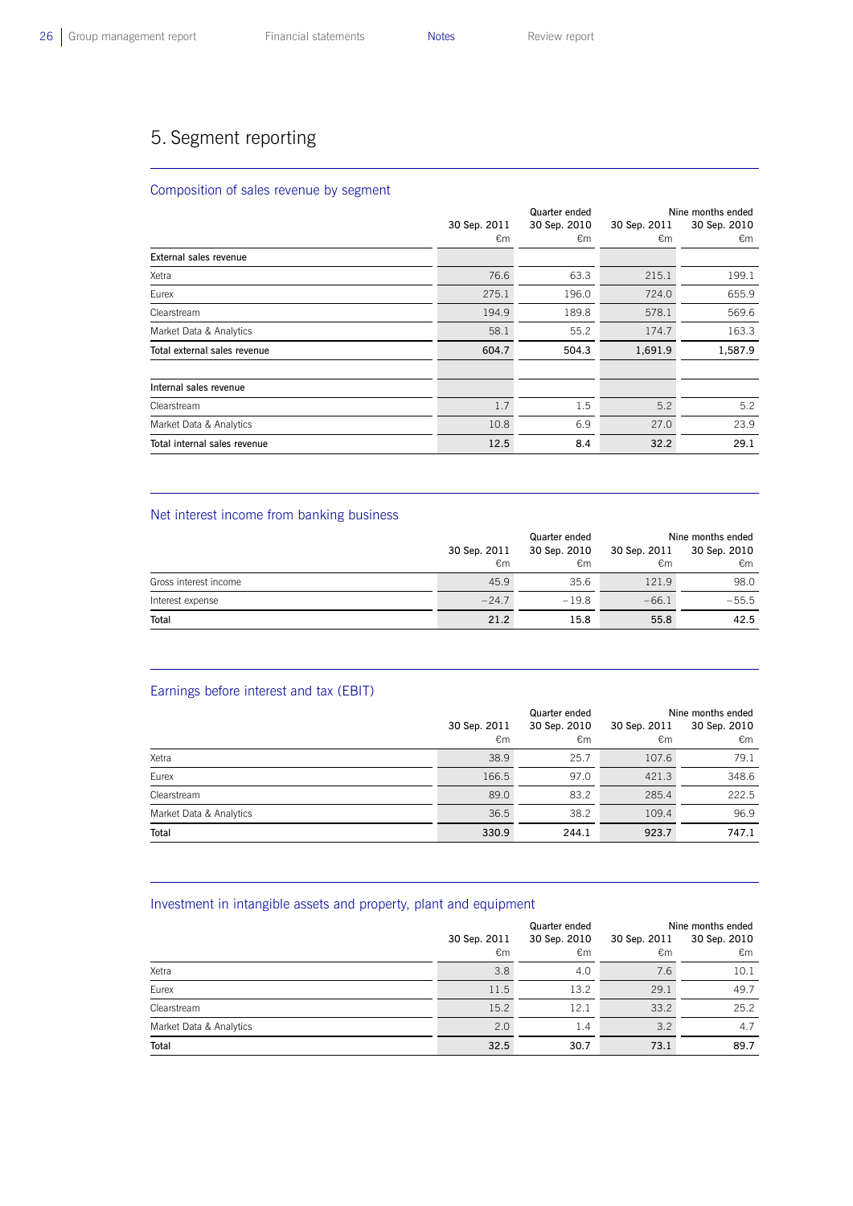## 5. Segment reporting

### Composition of sales revenue by segment

| | Quarter ended | | Nine months ended | |
|---|---|---|---|---|
| | 30 Sep. 2011 €m | 30 Sep. 2010 €m | 30 Sep. 2011 €m | 30 Sep. 2010 €m |
| **External sales revenue** | | | | |
| Xetra | 76.6 | 63.3 | 215.1 | 199.1 |
| Eurex | 275.1 | 196.0 | 724.0 | 655.9 |
| Clearstream | 194.9 | 189.8 | 578.1 | 569.6 |
| Market Data & Analytics | 58.1 | 55.2 | 174.7 | 163.3 |
| **Total external sales revenue** | **604.7** | **504.3** | **1,691.9** | **1,587.9** |
| | | | | |
| **Internal sales revenue** | | | | |
| Clearstream | 1.7 | 1.5 | 5.2 | 5.2 |
| Market Data & Analytics | 10.8 | 6.9 | 27.0 | 23.9 |
| **Total internal sales revenue** | **12.5** | **8.4** | **32.2** | **29.1** |

### Net interest income from banking business

| | Quarter ended | | Nine months ended | |
|---|---|---|---|---|
| | 30 Sep. 2011 €m | 30 Sep. 2010 €m | 30 Sep. 2011 €m | 30 Sep. 2010 €m |
| Gross interest income | 45.9 | 35.6 | 121.9 | 98.0 |
| Interest expense | –24.7 | –19.8 | –66.1 | –55.5 |
| **Total** | **21.2** | **15.8** | **55.8** | **42.5** |

### Earnings before interest and tax (EBIT)

| | Quarter ended | | Nine months ended | |
|---|---|---|---|---|
| | 30 Sep. 2011 €m | 30 Sep. 2010 €m | 30 Sep. 2011 €m | 30 Sep. 2010 €m |
| Xetra | 38.9 | 25.7 | 107.6 | 79.1 |
| Eurex | 166.5 | 97.0 | 421.3 | 348.6 |
| Clearstream | 89.0 | 83.2 | 285.4 | 222.5 |
| Market Data & Analytics | 36.5 | 38.2 | 109.4 | 96.9 |
| **Total** | **330.9** | **244.1** | **923.7** | **747.1** |

### Investment in intangible assets and property, plant and equipment

| | Quarter ended | | Nine months ended | |
|---|---|---|---|---|
| | 30 Sep. 2011 €m | 30 Sep. 2010 €m | 30 Sep. 2011 €m | 30 Sep. 2010 €m |
| Xetra | 3.8 | 4.0 | 7.6 | 10.1 |
| Eurex | 11.5 | 13.2 | 29.1 | 49.7 |
| Clearstream | 15.2 | 12.1 | 33.2 | 25.2 |
| Market Data & Analytics | 2.0 | 1.4 | 3.2 | 4.7 |
| **Total** | **32.5** | **30.7** | **73.1** | **89.7** |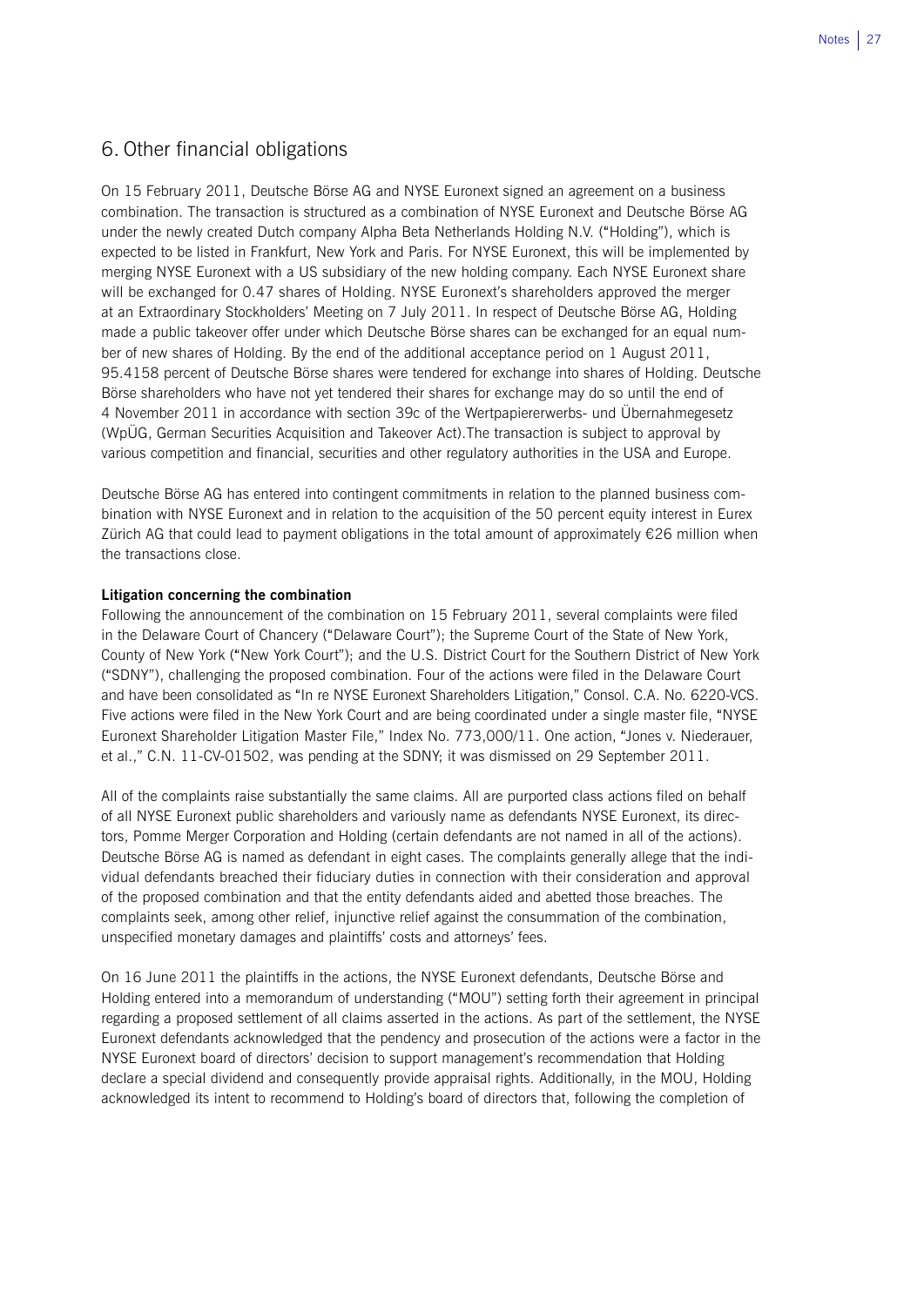## 6. Other financial obligations

On 15 February 2011, Deutsche Börse AG and NYSE Euronext signed an agreement on a business combination. The transaction is structured as a combination of NYSE Euronext and Deutsche Börse AG under the newly created Dutch company Alpha Beta Netherlands Holding N.V. ("Holding"), which is expected to be listed in Frankfurt, New York and Paris. For NYSE Euronext, this will be implemented by merging NYSE Euronext with a US subsidiary of the new holding company. Each NYSE Euronext share will be exchanged for 0.47 shares of Holding. NYSE Euronext's shareholders approved the merger at an Extraordinary Stockholders' Meeting on 7 July 2011. In respect of Deutsche Börse AG, Holding made a public takeover offer under which Deutsche Börse shares can be exchanged for an equal number of new shares of Holding. By the end of the additional acceptance period on 1 August 2011, 95.4158 percent of Deutsche Börse shares were tendered for exchange into shares of Holding. Deutsche Börse shareholders who have not yet tendered their shares for exchange may do so until the end of 4 November 2011 in accordance with section 39c of the Wertpapiererwerbs- und Übernahmegesetz (WpÜG, German Securities Acquisition and Takeover Act).The transaction is subject to approval by various competition and financial, securities and other regulatory authorities in the USA and Europe.

Deutsche Börse AG has entered into contingent commitments in relation to the planned business combination with NYSE Euronext and in relation to the acquisition of the 50 percent equity interest in Eurex Zürich AG that could lead to payment obligations in the total amount of approximately €26 million when the transactions close.

**Litigation concerning the combination**

Following the announcement of the combination on 15 February 2011, several complaints were filed in the Delaware Court of Chancery ("Delaware Court"); the Supreme Court of the State of New York, County of New York ("New York Court"); and the U.S. District Court for the Southern District of New York ("SDNY"), challenging the proposed combination. Four of the actions were filed in the Delaware Court and have been consolidated as "In re NYSE Euronext Shareholders Litigation," Consol. C.A. No. 6220-VCS. Five actions were filed in the New York Court and are being coordinated under a single master file, "NYSE Euronext Shareholder Litigation Master File," Index No. 773,000/11. One action, "Jones v. Niederauer, et al.," C.N. 11-CV-01502, was pending at the SDNY; it was dismissed on 29 September 2011.

All of the complaints raise substantially the same claims. All are purported class actions filed on behalf of all NYSE Euronext public shareholders and variously name as defendants NYSE Euronext, its directors, Pomme Merger Corporation and Holding (certain defendants are not named in all of the actions). Deutsche Börse AG is named as defendant in eight cases. The complaints generally allege that the individual defendants breached their fiduciary duties in connection with their consideration and approval of the proposed combination and that the entity defendants aided and abetted those breaches. The complaints seek, among other relief, injunctive relief against the consummation of the combination, unspecified monetary damages and plaintiffs' costs and attorneys' fees.

On 16 June 2011 the plaintiffs in the actions, the NYSE Euronext defendants, Deutsche Börse and Holding entered into a memorandum of understanding ("MOU") setting forth their agreement in principal regarding a proposed settlement of all claims asserted in the actions. As part of the settlement, the NYSE Euronext defendants acknowledged that the pendency and prosecution of the actions were a factor in the NYSE Euronext board of directors' decision to support management's recommendation that Holding declare a special dividend and consequently provide appraisal rights. Additionally, in the MOU, Holding acknowledged its intent to recommend to Holding's board of directors that, following the completion of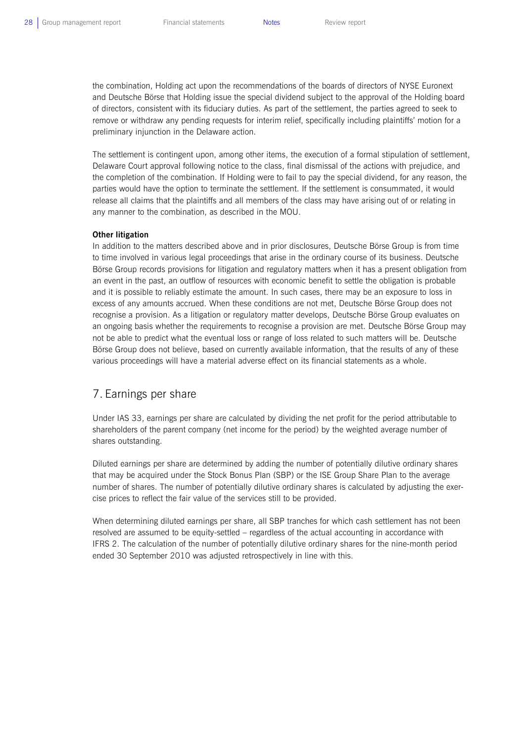the combination, Holding act upon the recommendations of the boards of directors of NYSE Euronext and Deutsche Börse that Holding issue the special dividend subject to the approval of the Holding board of directors, consistent with its fiduciary duties. As part of the settlement, the parties agreed to seek to remove or withdraw any pending requests for interim relief, specifically including plaintiffs' motion for a preliminary injunction in the Delaware action.

The settlement is contingent upon, among other items, the execution of a formal stipulation of settlement, Delaware Court approval following notice to the class, final dismissal of the actions with prejudice, and the completion of the combination. If Holding were to fail to pay the special dividend, for any reason, the parties would have the option to terminate the settlement. If the settlement is consummated, it would release all claims that the plaintiffs and all members of the class may have arising out of or relating in any manner to the combination, as described in the MOU.

**Other litigation**

In addition to the matters described above and in prior disclosures, Deutsche Börse Group is from time to time involved in various legal proceedings that arise in the ordinary course of its business. Deutsche Börse Group records provisions for litigation and regulatory matters when it has a present obligation from an event in the past, an outflow of resources with economic benefit to settle the obligation is probable and it is possible to reliably estimate the amount. In such cases, there may be an exposure to loss in excess of any amounts accrued. When these conditions are not met, Deutsche Börse Group does not recognise a provision. As a litigation or regulatory matter develops, Deutsche Börse Group evaluates on an ongoing basis whether the requirements to recognise a provision are met. Deutsche Börse Group may not be able to predict what the eventual loss or range of loss related to such matters will be. Deutsche Börse Group does not believe, based on currently available information, that the results of any of these various proceedings will have a material adverse effect on its financial statements as a whole.

## 7. Earnings per share

Under IAS 33, earnings per share are calculated by dividing the net profit for the period attributable to shareholders of the parent company (net income for the period) by the weighted average number of shares outstanding.

Diluted earnings per share are determined by adding the number of potentially dilutive ordinary shares that may be acquired under the Stock Bonus Plan (SBP) or the ISE Group Share Plan to the average number of shares. The number of potentially dilutive ordinary shares is calculated by adjusting the exercise prices to reflect the fair value of the services still to be provided.

When determining diluted earnings per share, all SBP tranches for which cash settlement has not been resolved are assumed to be equity-settled – regardless of the actual accounting in accordance with IFRS 2. The calculation of the number of potentially dilutive ordinary shares for the nine-month period ended 30 September 2010 was adjusted retrospectively in line with this.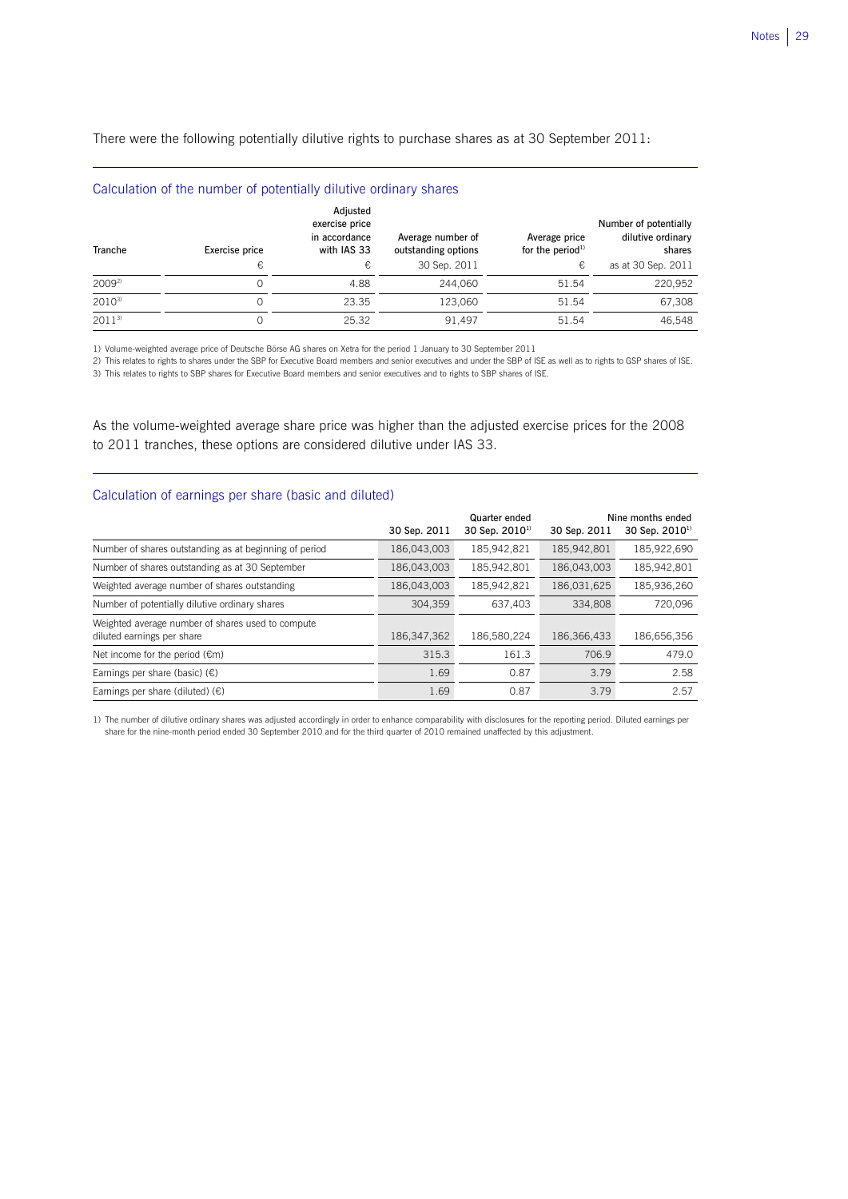There were the following potentially dilutive rights to purchase shares as at 30 September 2011:

## Calculation of the number of potentially dilutive ordinary shares

| Tranche | Exercise price | Adjusted exercise price in accordance with IAS 33 | Average number of outstanding options | Average price for the period[1] | Number of potentially dilutive ordinary shares |
|---|---|---|---|---|---|
| | € | € | 30 Sep. 2011 | € | as at 30 Sep. 2011 |
| 2009[2] | 0 | 4.88 | 244,060 | 51.54 | 220,952 |
| 2010[3] | 0 | 23.35 | 123,060 | 51.54 | 67,308 |
| 2011[3] | 0 | 25.32 | 91,497 | 51.54 | 46,548 |

1) Volume-weighted average price of Deutsche Börse AG shares on Xetra for the period 1 January to 30 September 2011

2) This relates to rights to shares under the SBP for Executive Board members and senior executives and under the SBP of ISE as well as to rights to GSP shares of ISE.

3) This relates to rights to SBP shares for Executive Board members and senior executives and to rights to SBP shares of ISE.

As the volume-weighted average share price was higher than the adjusted exercise prices for the 2008 to 2011 tranches, these options are considered dilutive under IAS 33.

## Calculation of earnings per share (basic and diluted)

| | Quarter ended | | Nine months ended | |
|---|---|---|---|---|
| | 30 Sep. 2011 | 30 Sep. 2010[1] | 30 Sep. 2011 | 30 Sep. 2010[1] |
| Number of shares outstanding as at beginning of period | 186,043,003 | 185,942,821 | 185,942,801 | 185,922,690 |
| Number of shares outstanding as at 30 September | 186,043,003 | 185,942,801 | 186,043,003 | 185,942,801 |
| Weighted average number of shares outstanding | 186,043,003 | 185,942,821 | 186,031,625 | 185,936,260 |
| Number of potentially dilutive ordinary shares | 304,359 | 637,403 | 334,808 | 720,096 |
| Weighted average number of shares used to compute diluted earnings per share | 186,347,362 | 186,580,224 | 186,366,433 | 186,656,356 |
| Net income for the period (€m) | 315.3 | 161.3 | 706.9 | 479.0 |
| Earnings per share (basic) (€) | 1.69 | 0.87 | 3.79 | 2.58 |
| Earnings per share (diluted) (€) | 1.69 | 0.87 | 3.79 | 2.57 |

1) The number of dilutive ordinary shares was adjusted accordingly in order to enhance comparability with disclosures for the reporting period. Diluted earnings per share for the nine-month period ended 30 September 2010 and for the third quarter of 2010 remained unaffected by this adjustment.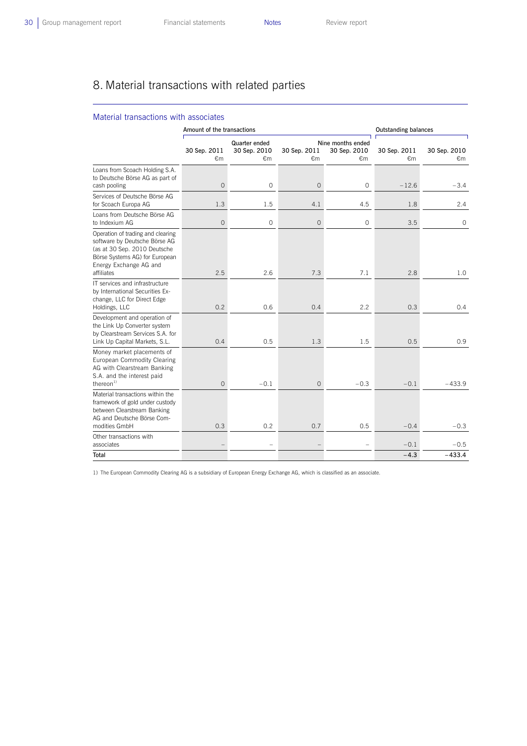# 8. Material transactions with related parties

## Material transactions with associates

| | Amount of the transactions | | | | Outstanding balances | |
|---|---|---|---|---|---|---|
| | Quarter ended | | Nine months ended | | | |
| | 30 Sep. 2011 €m | 30 Sep. 2010 €m | 30 Sep. 2011 €m | 30 Sep. 2010 €m | 30 Sep. 2011 €m | 30 Sep. 2010 €m |
| Loans from Scoach Holding S.A. to Deutsche Börse AG as part of cash pooling | 0 | 0 | 0 | 0 | –12.6 | –3.4 |
| Services of Deutsche Börse AG for Scoach Europa AG | 1.3 | 1.5 | 4.1 | 4.5 | 1.8 | 2.4 |
| Loans from Deutsche Börse AG to Indexium AG | 0 | 0 | 0 | 0 | 3.5 | 0 |
| Operation of trading and clearing software by Deutsche Börse AG (as at 30 Sep. 2010 Deutsche Börse Systems AG) for European Energy Exchange AG and affiliates | 2.5 | 2.6 | 7.3 | 7.1 | 2.8 | 1.0 |
| IT services and infrastructure by International Securities Exchange, LLC for Direct Edge Holdings, LLC | 0.2 | 0.6 | 0.4 | 2.2 | 0.3 | 0.4 |
| Development and operation of the Link Up Converter system by Clearstream Services S.A. for Link Up Capital Markets, S.L. | 0.4 | 0.5 | 1.3 | 1.5 | 0.5 | 0.9 |
| Money market placements of European Commodity Clearing AG with Clearstream Banking S.A. and the interest paid thereon[1] | 0 | –0.1 | 0 | –0.3 | –0.1 | –433.9 |
| Material transactions within the framework of gold under custody between Clearstream Banking AG and Deutsche Börse Commodities GmbH | 0.3 | 0.2 | 0.7 | 0.5 | –0.4 | –0.3 |
| Other transactions with associates | – | – | – | – | –0.1 | –0.5 |
| **Total** | | | | | **–4.3** | **–433.4** |

1) The European Commodity Clearing AG is a subsidiary of European Energy Exchange AG, which is classified as an associate.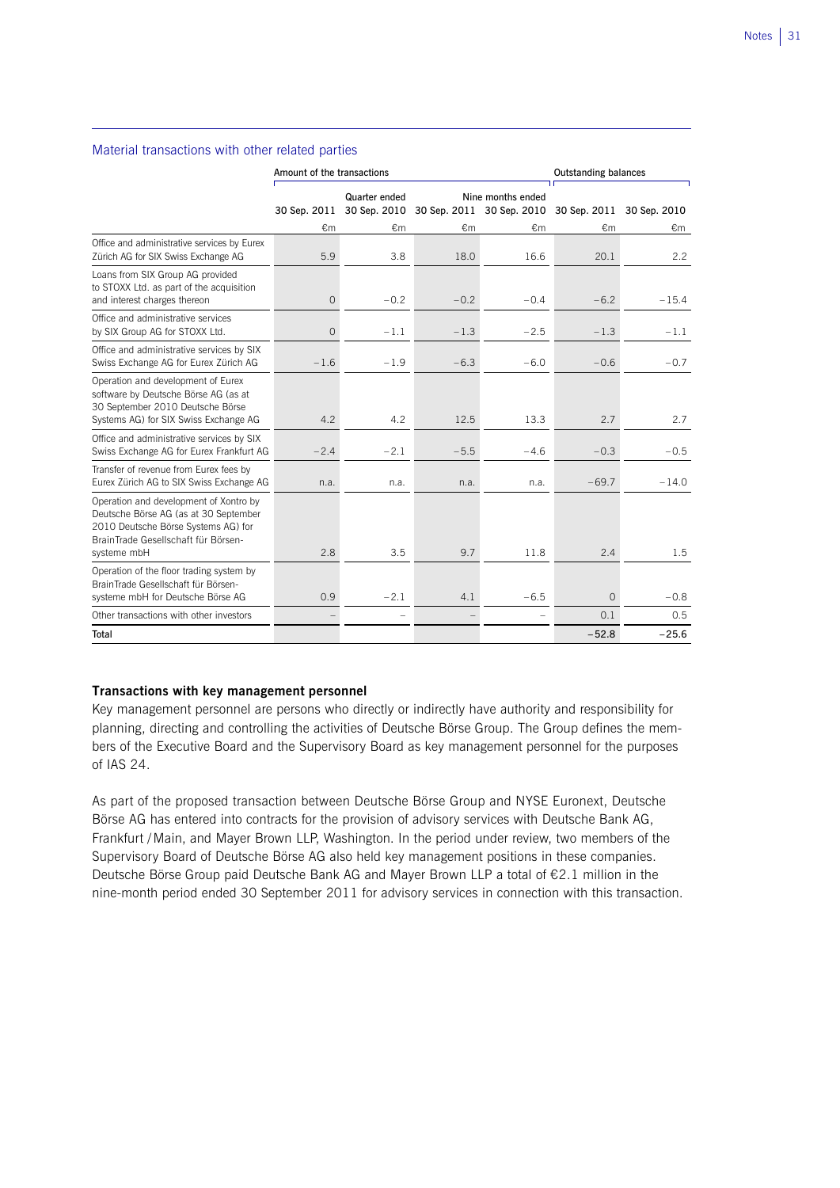## Material transactions with other related parties

| | Amount of the transactions | | | | Outstanding balances | |
|---|---|---|---|---|---|---|
| | Quarter ended | | Nine months ended | | | |
| | 30 Sep. 2011 | 30 Sep. 2010 | 30 Sep. 2011 | 30 Sep. 2010 | 30 Sep. 2011 | 30 Sep. 2010 |
| | €m | €m | €m | €m | €m | €m |
| Office and administrative services by Eurex Zürich AG for SIX Swiss Exchange AG | 5.9 | 3.8 | 18.0 | 16.6 | 20.1 | 2.2 |
| Loans from SIX Group AG provided to STOXX Ltd. as part of the acquisition and interest charges thereon | 0 | –0.2 | –0.2 | –0.4 | –6.2 | –15.4 |
| Office and administrative services by SIX Group AG for STOXX Ltd. | 0 | –1.1 | –1.3 | –2.5 | –1.3 | –1.1 |
| Office and administrative services by SIX Swiss Exchange AG for Eurex Zürich AG | –1.6 | –1.9 | –6.3 | –6.0 | –0.6 | –0.7 |
| Operation and development of Eurex software by Deutsche Börse AG (as at 30 September 2010 Deutsche Börse Systems AG) for SIX Swiss Exchange AG | 4.2 | 4.2 | 12.5 | 13.3 | 2.7 | 2.7 |
| Office and administrative services by SIX Swiss Exchange AG for Eurex Frankfurt AG | –2.4 | –2.1 | –5.5 | –4.6 | –0.3 | –0.5 |
| Transfer of revenue from Eurex fees by Eurex Zürich AG to SIX Swiss Exchange AG | n.a. | n.a. | n.a. | n.a. | –69.7 | –14.0 |
| Operation and development of Xontro by Deutsche Börse AG (as at 30 September 2010 Deutsche Börse Systems AG) for BrainTrade Gesellschaft für Börsensysteme mbH | 2.8 | 3.5 | 9.7 | 11.8 | 2.4 | 1.5 |
| Operation of the floor trading system by BrainTrade Gesellschaft für Börsensysteme mbH for Deutsche Börse AG | 0.9 | –2.1 | 4.1 | –6.5 | 0 | –0.8 |
| Other transactions with other investors | – | – | – | – | 0.1 | 0.5 |
| **Total** | | | | | **–52.8** | **–25.6** |

**Transactions with key management personnel**

Key management personnel are persons who directly or indirectly have authority and responsibility for planning, directing and controlling the activities of Deutsche Börse Group. The Group defines the members of the Executive Board and the Supervisory Board as key management personnel for the purposes of IAS 24.

As part of the proposed transaction between Deutsche Börse Group and NYSE Euronext, Deutsche Börse AG has entered into contracts for the provision of advisory services with Deutsche Bank AG, Frankfurt / Main, and Mayer Brown LLP, Washington. In the period under review, two members of the Supervisory Board of Deutsche Börse AG also held key management positions in these companies. Deutsche Börse Group paid Deutsche Bank AG and Mayer Brown LLP a total of €2.1 million in the nine-month period ended 30 September 2011 for advisory services in connection with this transaction.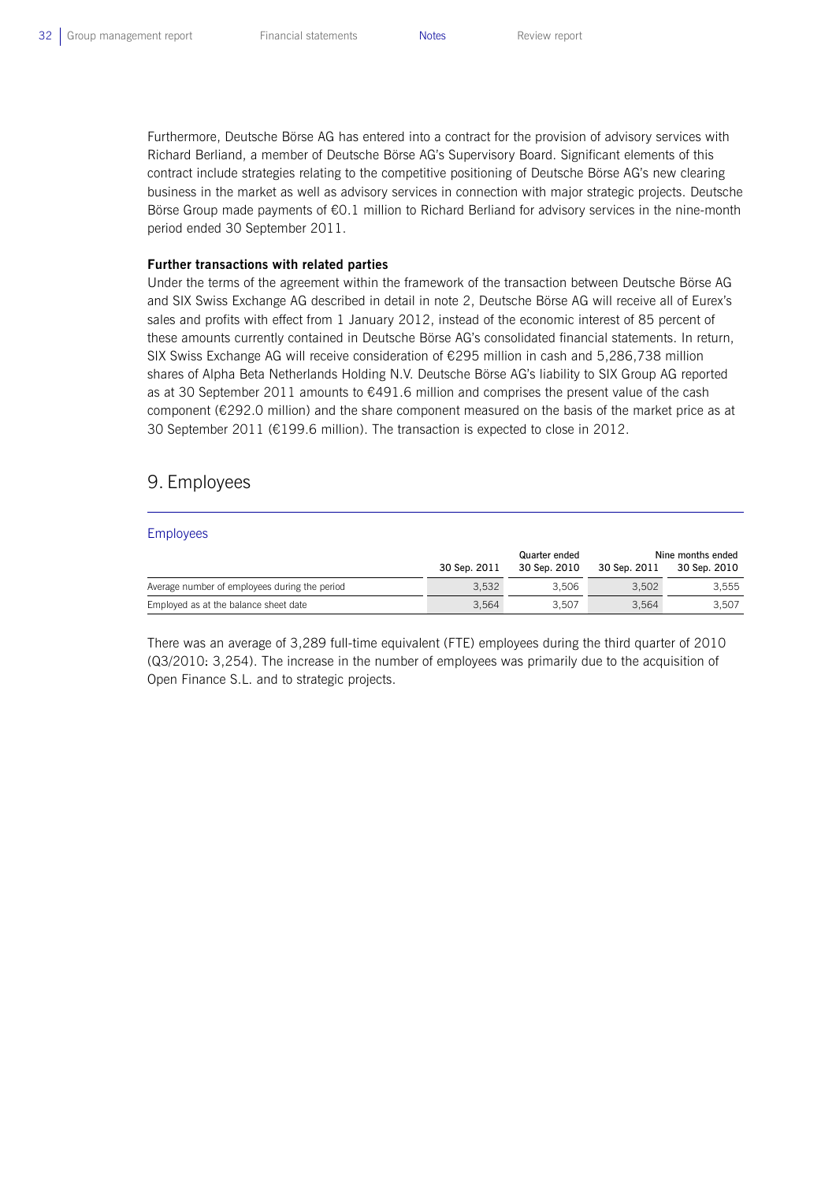Furthermore, Deutsche Börse AG has entered into a contract for the provision of advisory services with Richard Berliand, a member of Deutsche Börse AG's Supervisory Board. Significant elements of this contract include strategies relating to the competitive positioning of Deutsche Börse AG's new clearing business in the market as well as advisory services in connection with major strategic projects. Deutsche Börse Group made payments of €0.1 million to Richard Berliand for advisory services in the nine-month period ended 30 September 2011.

**Further transactions with related parties**

Under the terms of the agreement within the framework of the transaction between Deutsche Börse AG and SIX Swiss Exchange AG described in detail in note 2, Deutsche Börse AG will receive all of Eurex's sales and profits with effect from 1 January 2012, instead of the economic interest of 85 percent of these amounts currently contained in Deutsche Börse AG's consolidated financial statements. In return, SIX Swiss Exchange AG will receive consideration of €295 million in cash and 5,286,738 million shares of Alpha Beta Netherlands Holding N.V. Deutsche Börse AG's liability to SIX Group AG reported as at 30 September 2011 amounts to €491.6 million and comprises the present value of the cash component (€292.0 million) and the share component measured on the basis of the market price as at 30 September 2011 (€199.6 million). The transaction is expected to close in 2012.

## 9. Employees

Employees

| | Quarter ended | | Nine months ended | |
|---|---|---|---|---|
| | 30 Sep. 2011 | 30 Sep. 2010 | 30 Sep. 2011 | 30 Sep. 2010 |
| Average number of employees during the period | 3,532 | 3,506 | 3,502 | 3,555 |
| Employed as at the balance sheet date | 3,564 | 3,507 | 3,564 | 3,507 |

There was an average of 3,289 full-time equivalent (FTE) employees during the third quarter of 2010 (Q3/2010: 3,254). The increase in the number of employees was primarily due to the acquisition of Open Finance S.L. and to strategic projects.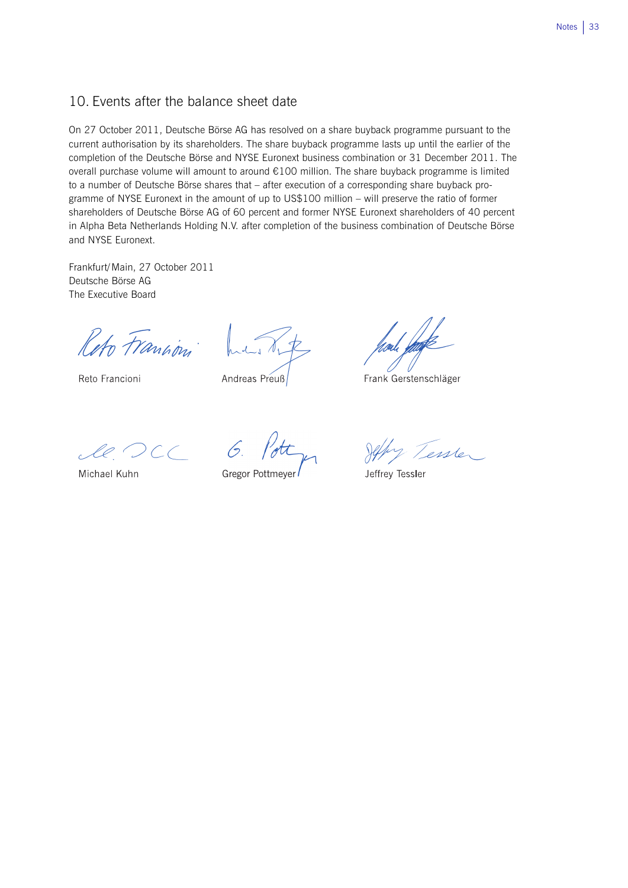## 10. Events after the balance sheet date

On 27 October 2011, Deutsche Börse AG has resolved on a share buyback programme pursuant to the current authorisation by its shareholders. The share buyback programme lasts up until the earlier of the completion of the Deutsche Börse and NYSE Euronext business combination or 31 December 2011. The overall purchase volume will amount to around €100 million. The share buyback programme is limited to a number of Deutsche Börse shares that – after execution of a corresponding share buyback programme of NYSE Euronext in the amount of up to US$100 million – will preserve the ratio of former shareholders of Deutsche Börse AG of 60 percent and former NYSE Euronext shareholders of 40 percent in Alpha Beta Netherlands Holding N.V. after completion of the business combination of Deutsche Börse and NYSE Euronext.

Frankfurt/Main, 27 October 2011
Deutsche Börse AG
The Executive Board

Reto Francioni | Andreas Preuß | Frank Gerstenschläger

Michael Kuhn | Gregor Pottmeyer | Jeffrey Tessler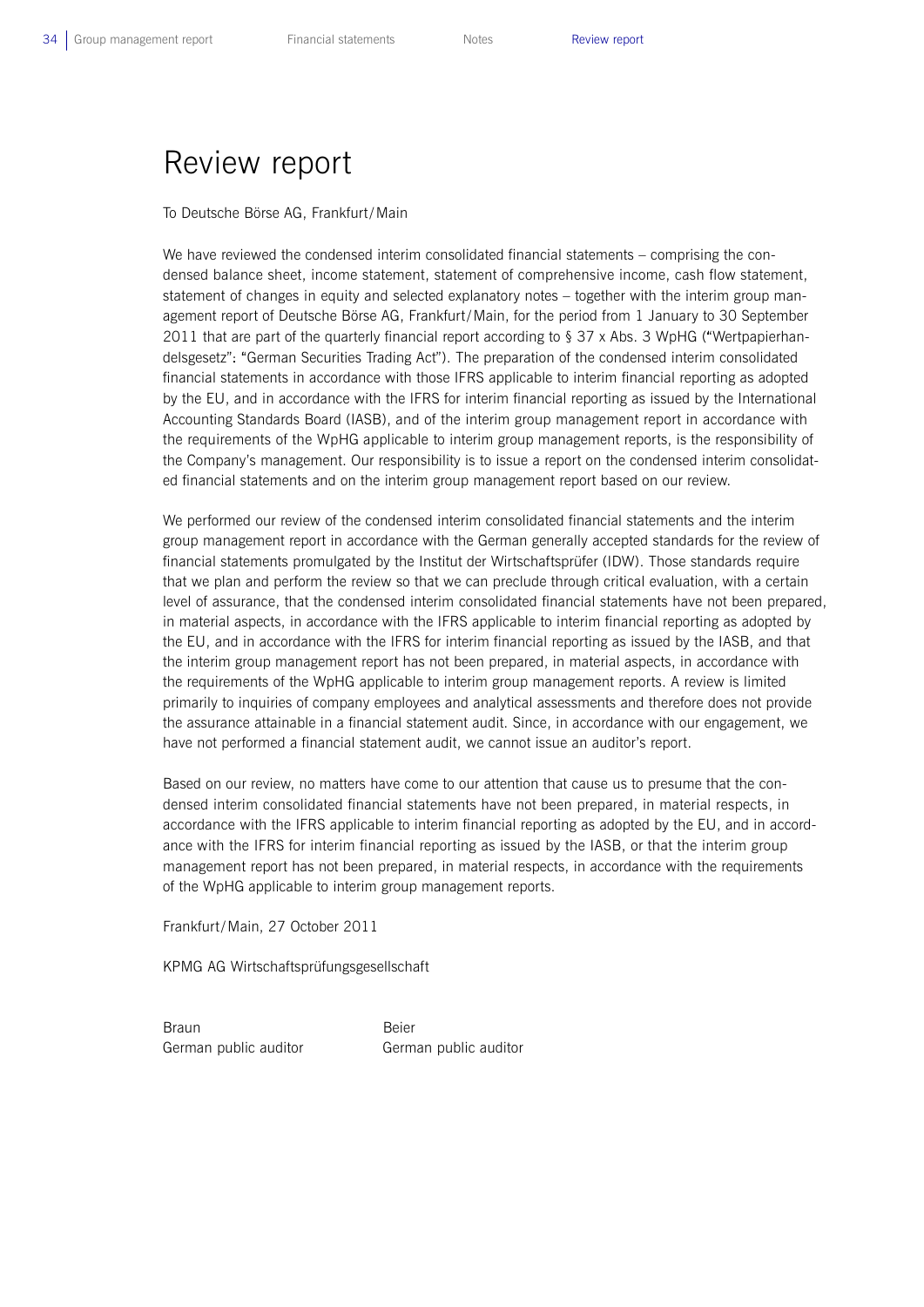# Review report

To Deutsche Börse AG, Frankfurt/Main

We have reviewed the condensed interim consolidated financial statements – comprising the condensed balance sheet, income statement, statement of comprehensive income, cash flow statement, statement of changes in equity and selected explanatory notes – together with the interim group management report of Deutsche Börse AG, Frankfurt/Main, for the period from 1 January to 30 September 2011 that are part of the quarterly financial report according to § 37 x Abs. 3 WpHG ("Wertpapierhandelsgesetz": "German Securities Trading Act"). The preparation of the condensed interim consolidated financial statements in accordance with those IFRS applicable to interim financial reporting as adopted by the EU, and in accordance with the IFRS for interim financial reporting as issued by the International Accounting Standards Board (IASB), and of the interim group management report in accordance with the requirements of the WpHG applicable to interim group management reports, is the responsibility of the Company's management. Our responsibility is to issue a report on the condensed interim consolidated financial statements and on the interim group management report based on our review.

We performed our review of the condensed interim consolidated financial statements and the interim group management report in accordance with the German generally accepted standards for the review of financial statements promulgated by the Institut der Wirtschaftsprüfer (IDW). Those standards require that we plan and perform the review so that we can preclude through critical evaluation, with a certain level of assurance, that the condensed interim consolidated financial statements have not been prepared, in material aspects, in accordance with the IFRS applicable to interim financial reporting as adopted by the EU, and in accordance with the IFRS for interim financial reporting as issued by the IASB, and that the interim group management report has not been prepared, in material aspects, in accordance with the requirements of the WpHG applicable to interim group management reports. A review is limited primarily to inquiries of company employees and analytical assessments and therefore does not provide the assurance attainable in a financial statement audit. Since, in accordance with our engagement, we have not performed a financial statement audit, we cannot issue an auditor's report.

Based on our review, no matters have come to our attention that cause us to presume that the condensed interim consolidated financial statements have not been prepared, in material respects, in accordance with the IFRS applicable to interim financial reporting as adopted by the EU, and in accordance with the IFRS for interim financial reporting as issued by the IASB, or that the interim group management report has not been prepared, in material respects, in accordance with the requirements of the WpHG applicable to interim group management reports.

Frankfurt/Main, 27 October 2011

KPMG AG Wirtschaftsprüfungsgesellschaft

Braun
German public auditor

Beier
German public auditor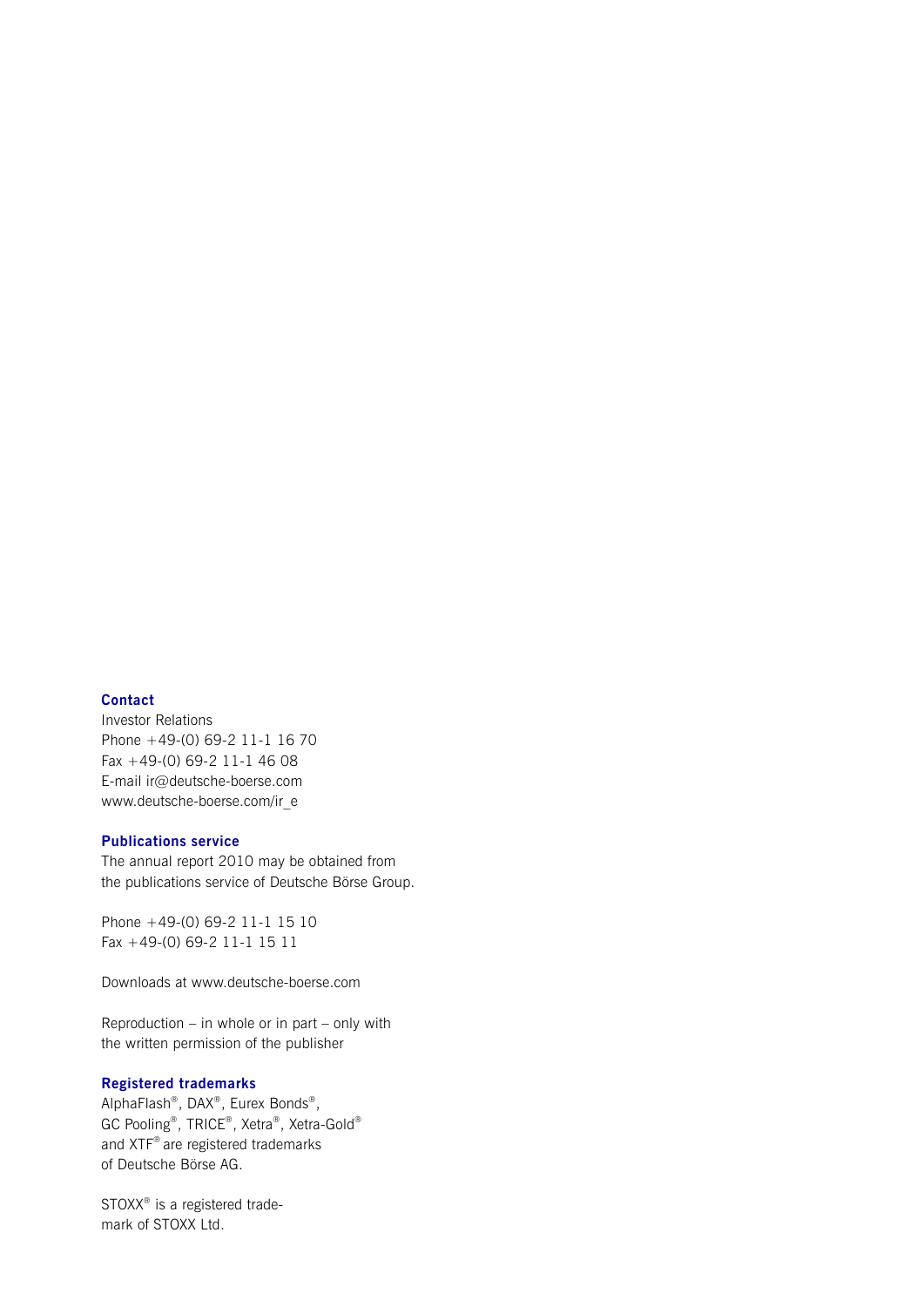## Contact

Investor Relations
Phone +49-(0) 69-2 11-1 16 70
Fax +49-(0) 69-2 11-1 46 08
E-mail ir@deutsche-boerse.com
www.deutsche-boerse.com/ir_e

## Publications service

The annual report 2010 may be obtained from the publications service of Deutsche Börse Group.

Phone +49-(0) 69-2 11-1 15 10
Fax +49-(0) 69-2 11-1 15 11

Downloads at www.deutsche-boerse.com

Reproduction – in whole or in part – only with the written permission of the publisher

## Registered trademarks

AlphaFlash®, DAX®, Eurex Bonds®, GC Pooling®, TRICE®, Xetra®, Xetra-Gold® and XTF® are registered trademarks of Deutsche Börse AG.

STOXX® is a registered trademark of STOXX Ltd.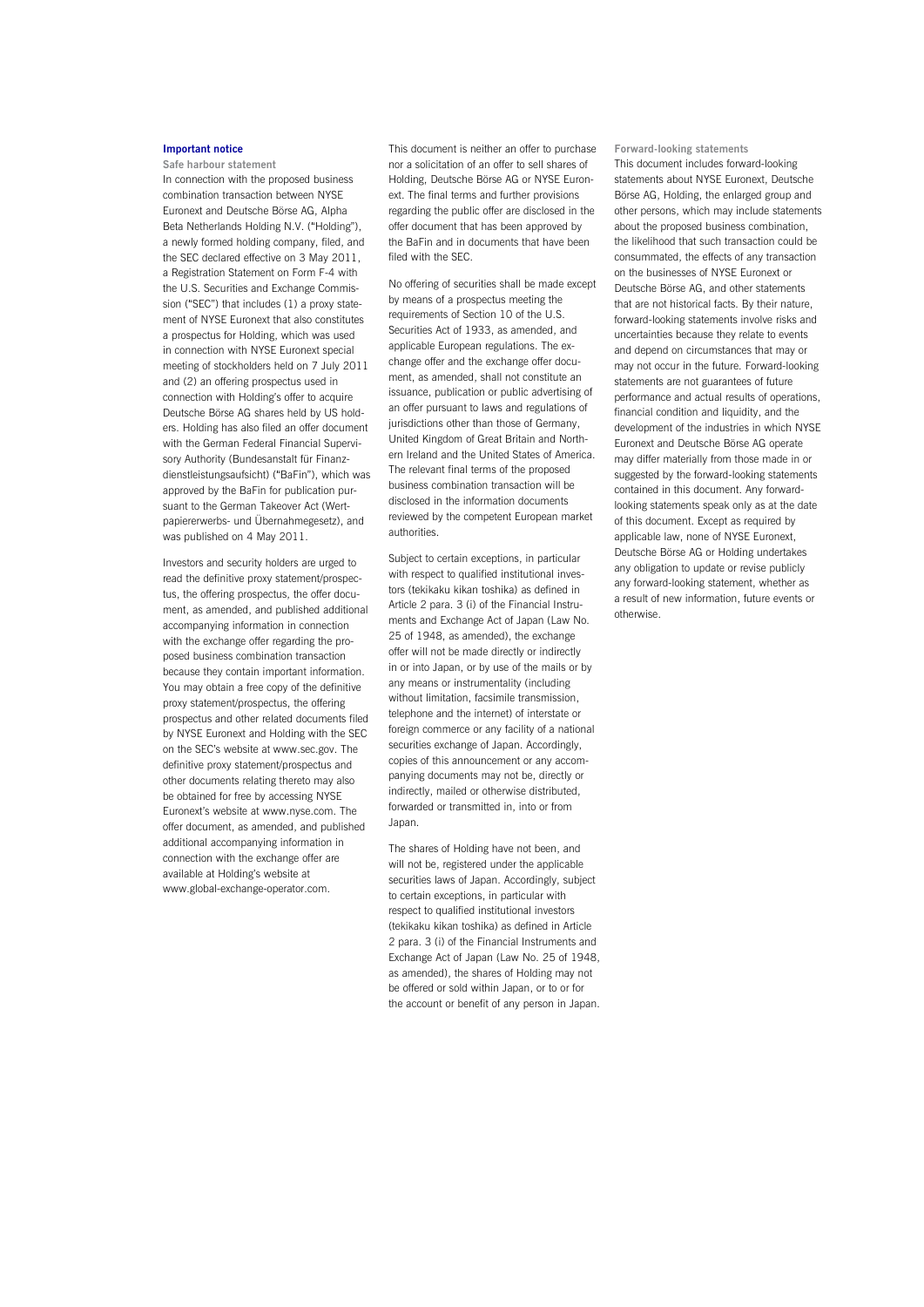## Important notice

### Safe harbour statement

In connection with the proposed business combination transaction between NYSE Euronext and Deutsche Börse AG, Alpha Beta Netherlands Holding N.V. ("Holding"), a newly formed holding company, filed, and the SEC declared effective on 3 May 2011, a Registration Statement on Form F-4 with the U.S. Securities and Exchange Commission ("SEC") that includes (1) a proxy statement of NYSE Euronext that also constitutes a prospectus for Holding, which was used in connection with NYSE Euronext special meeting of stockholders held on 7 July 2011 and (2) an offering prospectus used in connection with Holding's offer to acquire Deutsche Börse AG shares held by US holders. Holding has also filed an offer document with the German Federal Financial Supervisory Authority (Bundesanstalt für Finanzdienstleistungsaufsicht) ("BaFin"), which was approved by the BaFin for publication pursuant to the German Takeover Act (Wertpapiererwerbs- und Übernahmegesetz), and was published on 4 May 2011.

Investors and security holders are urged to read the definitive proxy statement/prospectus, the offering prospectus, the offer document, as amended, and published additional accompanying information in connection with the exchange offer regarding the proposed business combination transaction because they contain important information. You may obtain a free copy of the definitive proxy statement/prospectus, the offering prospectus and other related documents filed by NYSE Euronext and Holding with the SEC on the SEC's website at www.sec.gov. The definitive proxy statement/prospectus and other documents relating thereto may also be obtained for free by accessing NYSE Euronext's website at www.nyse.com. The offer document, as amended, and published additional accompanying information in connection with the exchange offer are available at Holding's website at www.global-exchange-operator.com.

This document is neither an offer to purchase nor a solicitation of an offer to sell shares of Holding, Deutsche Börse AG or NYSE Euronext. The final terms and further provisions regarding the public offer are disclosed in the offer document that has been approved by the BaFin and in documents that have been filed with the SEC.

No offering of securities shall be made except by means of a prospectus meeting the requirements of Section 10 of the U.S. Securities Act of 1933, as amended, and applicable European regulations. The exchange offer and the exchange offer document, as amended, shall not constitute an issuance, publication or public advertising of an offer pursuant to laws and regulations of jurisdictions other than those of Germany, United Kingdom of Great Britain and Northern Ireland and the United States of America. The relevant final terms of the proposed business combination transaction will be disclosed in the information documents reviewed by the competent European market authorities.

Subject to certain exceptions, in particular with respect to qualified institutional investors (tekikaku kikan toshika) as defined in Article 2 para. 3 (i) of the Financial Instruments and Exchange Act of Japan (Law No. 25 of 1948, as amended), the exchange offer will not be made directly or indirectly in or into Japan, or by use of the mails or by any means or instrumentality (including without limitation, facsimile transmission, telephone and the internet) of interstate or foreign commerce or any facility of a national securities exchange of Japan. Accordingly, copies of this announcement or any accompanying documents may not be, directly or indirectly, mailed or otherwise distributed, forwarded or transmitted in, into or from Japan.

The shares of Holding have not been, and will not be, registered under the applicable securities laws of Japan. Accordingly, subject to certain exceptions, in particular with respect to qualified institutional investors (tekikaku kikan toshika) as defined in Article 2 para. 3 (i) of the Financial Instruments and Exchange Act of Japan (Law No. 25 of 1948, as amended), the shares of Holding may not be offered or sold within Japan, or to or for the account or benefit of any person in Japan.

### Forward-looking statements

This document includes forward-looking statements about NYSE Euronext, Deutsche Börse AG, Holding, the enlarged group and other persons, which may include statements about the proposed business combination, the likelihood that such transaction could be consummated, the effects of any transaction on the businesses of NYSE Euronext or Deutsche Börse AG, and other statements that are not historical facts. By their nature, forward-looking statements involve risks and uncertainties because they relate to events and depend on circumstances that may or may not occur in the future. Forward-looking statements are not guarantees of future performance and actual results of operations, financial condition and liquidity, and the development of the industries in which NYSE Euronext and Deutsche Börse AG operate may differ materially from those made in or suggested by the forward-looking statements contained in this document. Any forward-looking statements speak only as at the date of this document. Except as required by applicable law, none of NYSE Euronext, Deutsche Börse AG or Holding undertakes any obligation to update or revise publicly any forward-looking statement, whether as a result of new information, future events or otherwise.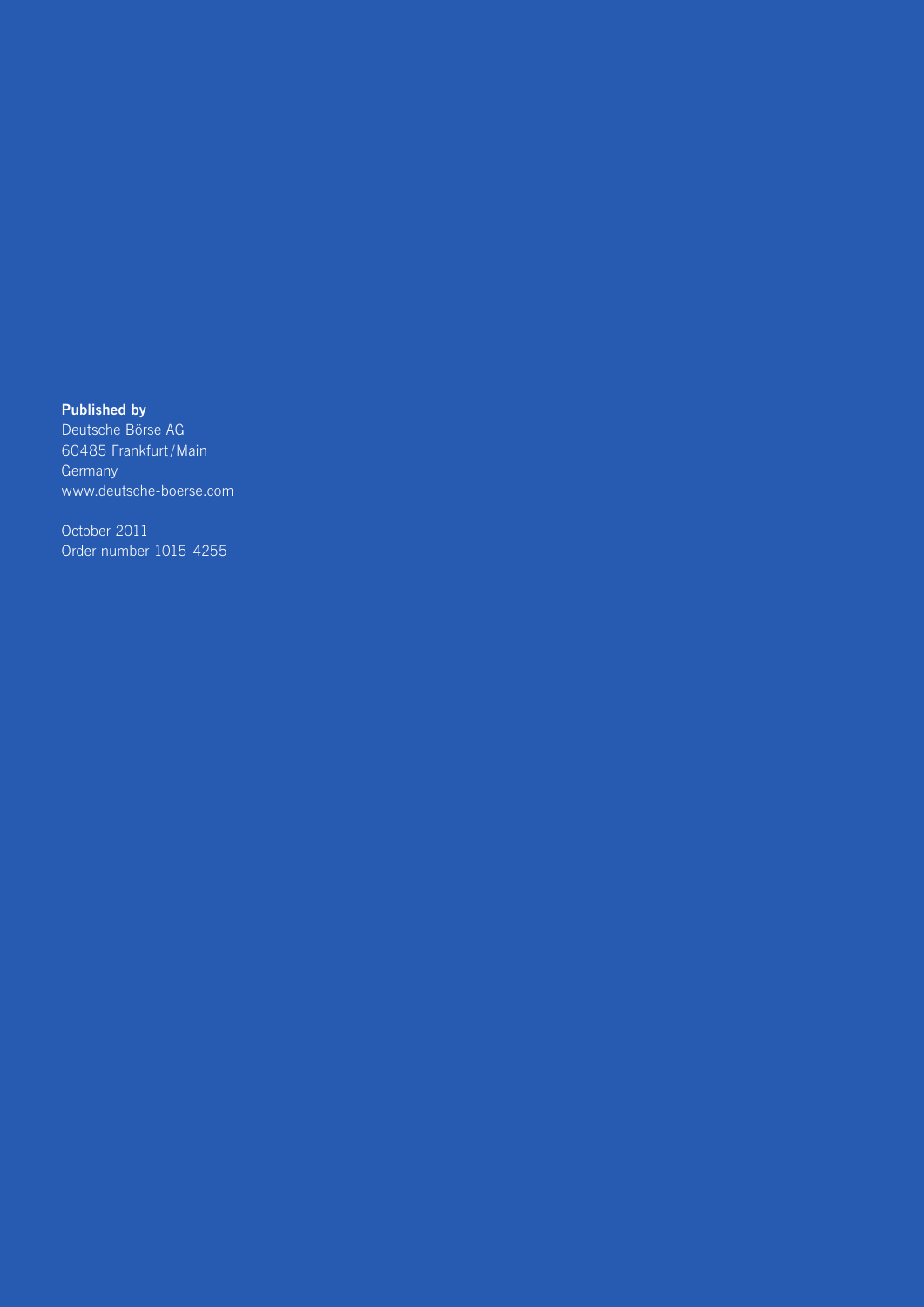**Published by**
Deutsche Börse AG
60485 Frankfurt/Main
Germany
www.deutsche-boerse.com

October 2011
Order number 1015-4255